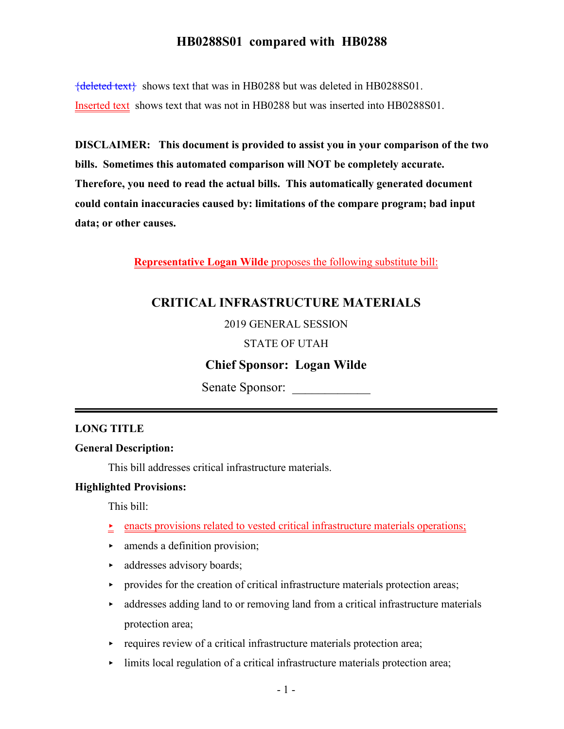# HB0288S01 compared with HB0288

{deleted text} shows text that was in HB0288 but was deleted in HB0288S01.

Inserted text shows text that was not in HB0288 but was inserted into HB0288S01.

**DISCLAIMER: This document is provided to assist you in your comparison of the two bills. Sometimes this automated comparison will NOT be completely accurate. Therefore, you need to read the actual bills. This automatically generated document could contain inaccuracies caused by: limitations of the compare program; bad input data; or other causes.**

**Representative Logan Wilde** proposes the following substitute bill:

## CRITICAL INFRASTRUCTURE MATERIALS

2019 GENERAL SESSION

STATE OF UTAH

**Chief Sponsor: Logan Wilde**

Senate Sponsor: ____________

### LONG TITLE

**General Description:**

This bill addresses critical infrastructure materials.

**Highlighted Provisions:**

This bill:

- enacts provisions related to vested critical infrastructure materials operations;
- amends a definition provision;
- addresses advisory boards;
- provides for the creation of critical infrastructure materials protection areas;
- addresses adding land to or removing land from a critical infrastructure materials protection area;
- requires review of a critical infrastructure materials protection area;
- limits local regulation of a critical infrastructure materials protection area;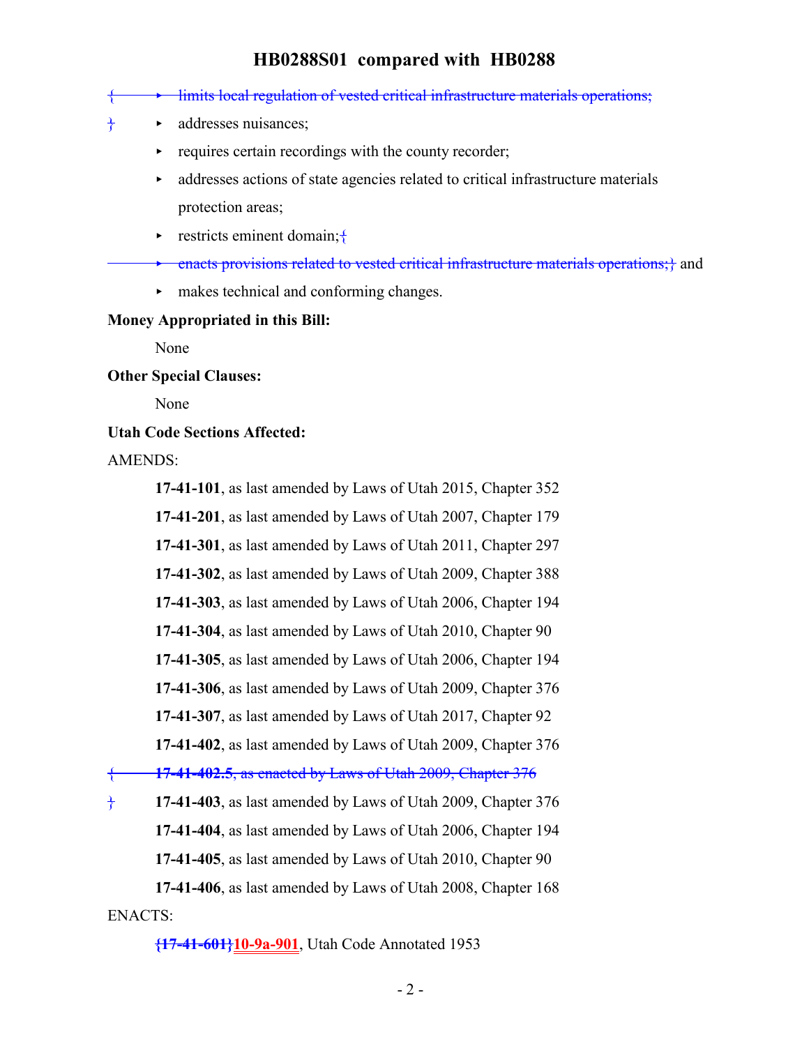{ ▸ ~~limits local regulation of vested critical infrastructure materials operations;~~

} ▸ addresses nuisances;

▸ requires certain recordings with the county recorder;

▸ addresses actions of state agencies related to critical infrastructure materials protection areas;

▸ restricts eminent domain;{

▸ ~~enacts provisions related to vested critical infrastructure materials operations;~~} and

▸ makes technical and conforming changes.

**Money Appropriated in this Bill:**

None

**Other Special Clauses:**

None

**Utah Code Sections Affected:**

AMENDS:

**17-41-101**, as last amended by Laws of Utah 2015, Chapter 352

**17-41-201**, as last amended by Laws of Utah 2007, Chapter 179

**17-41-301**, as last amended by Laws of Utah 2011, Chapter 297

**17-41-302**, as last amended by Laws of Utah 2009, Chapter 388

**17-41-303**, as last amended by Laws of Utah 2006, Chapter 194

**17-41-304**, as last amended by Laws of Utah 2010, Chapter 90

**17-41-305**, as last amended by Laws of Utah 2006, Chapter 194

**17-41-306**, as last amended by Laws of Utah 2009, Chapter 376

**17-41-307**, as last amended by Laws of Utah 2017, Chapter 92

**17-41-402**, as last amended by Laws of Utah 2009, Chapter 376

{ ~~**17-41-402.5**, as enacted by Laws of Utah 2009, Chapter 376~~

} **17-41-403**, as last amended by Laws of Utah 2009, Chapter 376

**17-41-404**, as last amended by Laws of Utah 2006, Chapter 194

**17-41-405**, as last amended by Laws of Utah 2010, Chapter 90

**17-41-406**, as last amended by Laws of Utah 2008, Chapter 168

ENACTS:

**{~~17-41-601~~}10-9a-901**, Utah Code Annotated 1953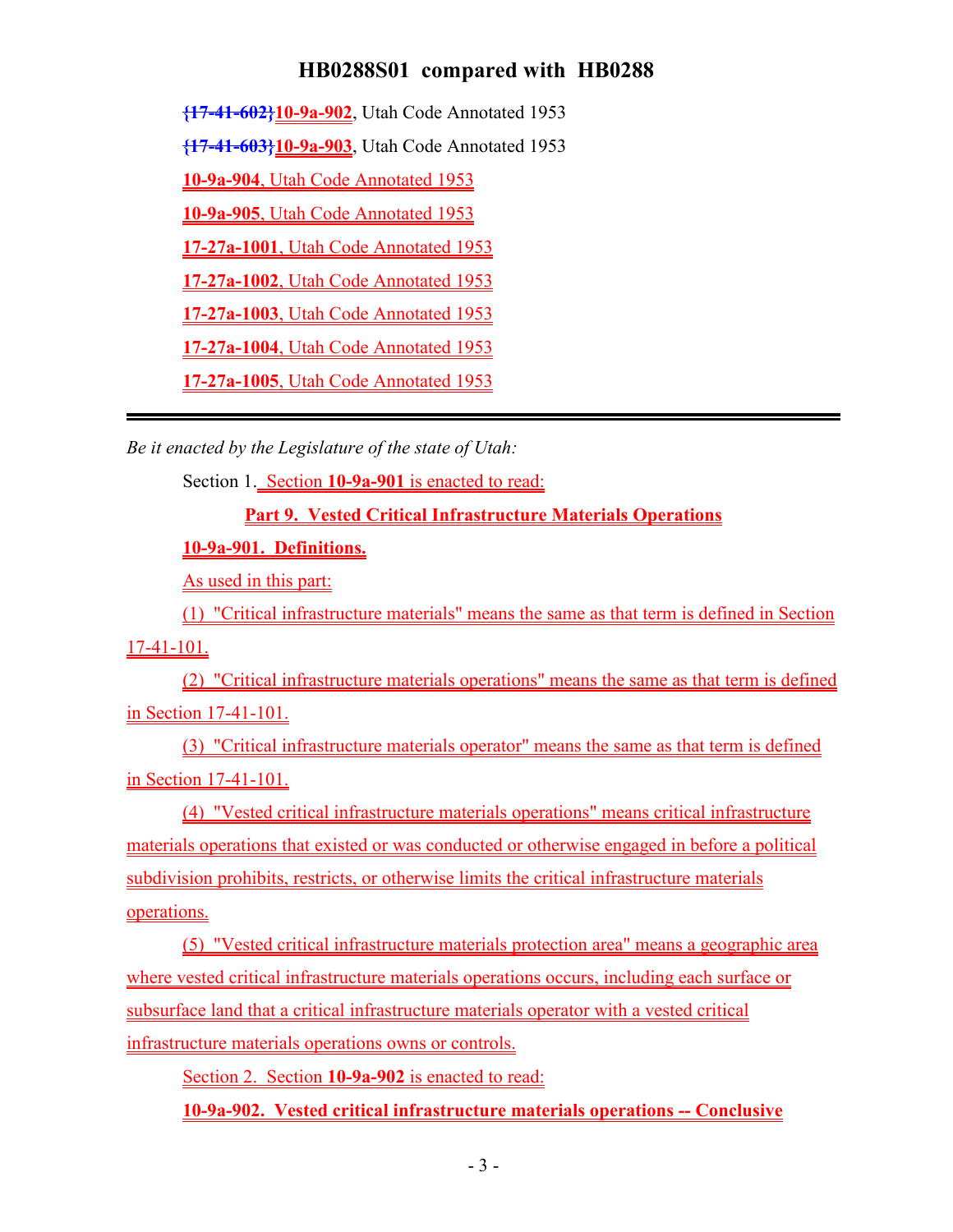~~{17-41-602}~~**10-9a-902**, Utah Code Annotated 1953

~~{17-41-603}~~**10-9a-903**, Utah Code Annotated 1953

**10-9a-904**, Utah Code Annotated 1953

**10-9a-905**, Utah Code Annotated 1953

**17-27a-1001**, Utah Code Annotated 1953

**17-27a-1002**, Utah Code Annotated 1953

**17-27a-1003**, Utah Code Annotated 1953

**17-27a-1004**, Utah Code Annotated 1953

**17-27a-1005**, Utah Code Annotated 1953

---

*Be it enacted by the Legislature of the state of Utah:*

Section 1. Section **10-9a-901** is enacted to read:

**Part 9. Vested Critical Infrastructure Materials Operations**

**10-9a-901. Definitions.**

As used in this part:

(1) "Critical infrastructure materials" means the same as that term is defined in Section 17-41-101.

(2) "Critical infrastructure materials operations" means the same as that term is defined in Section 17-41-101.

(3) "Critical infrastructure materials operator" means the same as that term is defined in Section 17-41-101.

(4) "Vested critical infrastructure materials operations" means critical infrastructure materials operations that existed or was conducted or otherwise engaged in before a political subdivision prohibits, restricts, or otherwise limits the critical infrastructure materials operations.

(5) "Vested critical infrastructure materials protection area" means a geographic area where vested critical infrastructure materials operations occurs, including each surface or subsurface land that a critical infrastructure materials operator with a vested critical infrastructure materials operations owns or controls.

Section 2. Section **10-9a-902** is enacted to read:

**10-9a-902. Vested critical infrastructure materials operations -- Conclusive**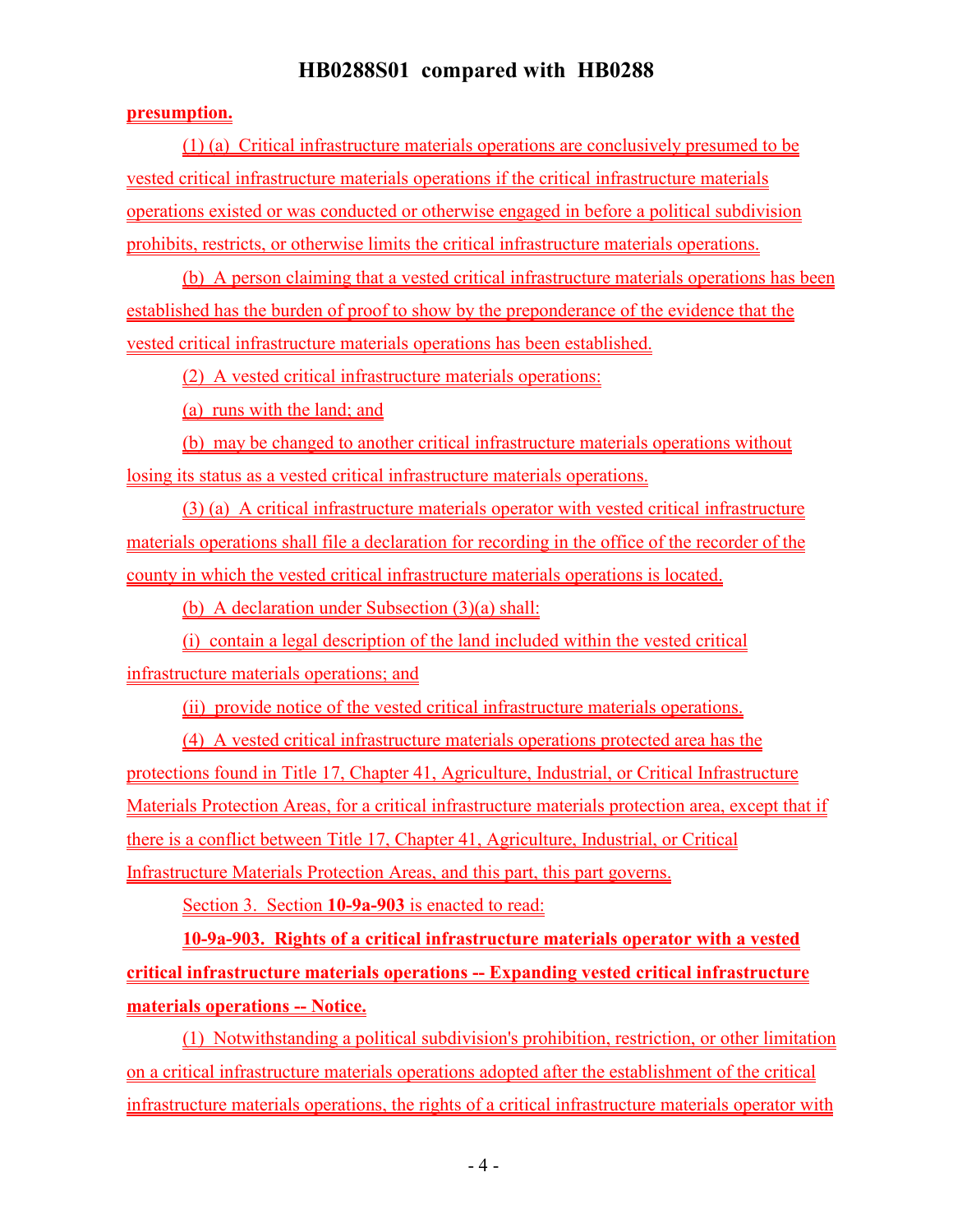**presumption.**

(1) (a) Critical infrastructure materials operations are conclusively presumed to be vested critical infrastructure materials operations if the critical infrastructure materials operations existed or was conducted or otherwise engaged in before a political subdivision prohibits, restricts, or otherwise limits the critical infrastructure materials operations.

(b) A person claiming that a vested critical infrastructure materials operations has been established has the burden of proof to show by the preponderance of the evidence that the vested critical infrastructure materials operations has been established.

(2) A vested critical infrastructure materials operations:

(a) runs with the land; and

(b) may be changed to another critical infrastructure materials operations without losing its status as a vested critical infrastructure materials operations.

(3) (a) A critical infrastructure materials operator with vested critical infrastructure materials operations shall file a declaration for recording in the office of the recorder of the county in which the vested critical infrastructure materials operations is located.

(b) A declaration under Subsection (3)(a) shall:

(i) contain a legal description of the land included within the vested critical infrastructure materials operations; and

(ii) provide notice of the vested critical infrastructure materials operations.

(4) A vested critical infrastructure materials operations protected area has the protections found in Title 17, Chapter 41, Agriculture, Industrial, or Critical Infrastructure Materials Protection Areas, for a critical infrastructure materials protection area, except that if there is a conflict between Title 17, Chapter 41, Agriculture, Industrial, or Critical Infrastructure Materials Protection Areas, and this part, this part governs.

Section 3. Section **10-9a-903** is enacted to read:

**10-9a-903. Rights of a critical infrastructure materials operator with a vested critical infrastructure materials operations -- Expanding vested critical infrastructure materials operations -- Notice.**

(1) Notwithstanding a political subdivision's prohibition, restriction, or other limitation on a critical infrastructure materials operations adopted after the establishment of the critical infrastructure materials operations, the rights of a critical infrastructure materials operator with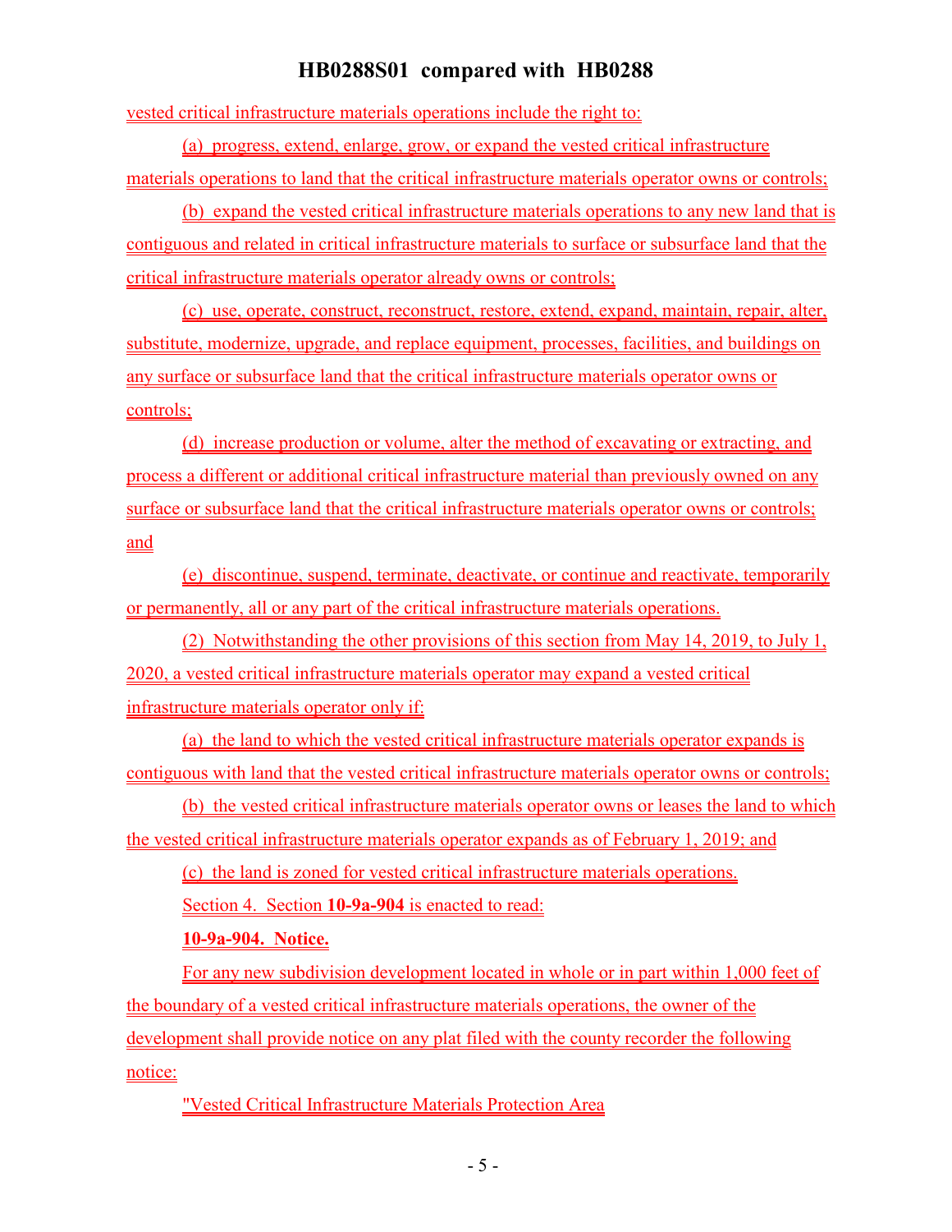vested critical infrastructure materials operations include the right to:

(a) progress, extend, enlarge, grow, or expand the vested critical infrastructure materials operations to land that the critical infrastructure materials operator owns or controls;

(b) expand the vested critical infrastructure materials operations to any new land that is contiguous and related in critical infrastructure materials to surface or subsurface land that the critical infrastructure materials operator already owns or controls;

(c) use, operate, construct, reconstruct, restore, extend, expand, maintain, repair, alter, substitute, modernize, upgrade, and replace equipment, processes, facilities, and buildings on any surface or subsurface land that the critical infrastructure materials operator owns or controls;

(d) increase production or volume, alter the method of excavating or extracting, and process a different or additional critical infrastructure material than previously owned on any surface or subsurface land that the critical infrastructure materials operator owns or controls; and

(e) discontinue, suspend, terminate, deactivate, or continue and reactivate, temporarily or permanently, all or any part of the critical infrastructure materials operations.

(2) Notwithstanding the other provisions of this section from May 14, 2019, to July 1, 2020, a vested critical infrastructure materials operator may expand a vested critical infrastructure materials operator only if:

(a) the land to which the vested critical infrastructure materials operator expands is contiguous with land that the vested critical infrastructure materials operator owns or controls;

(b) the vested critical infrastructure materials operator owns or leases the land to which the vested critical infrastructure materials operator expands as of February 1, 2019; and

(c) the land is zoned for vested critical infrastructure materials operations.

Section 4. Section **10-9a-904** is enacted to read:

**10-9a-904. Notice.**

For any new subdivision development located in whole or in part within 1,000 feet of the boundary of a vested critical infrastructure materials operations, the owner of the development shall provide notice on any plat filed with the county recorder the following notice:

"Vested Critical Infrastructure Materials Protection Area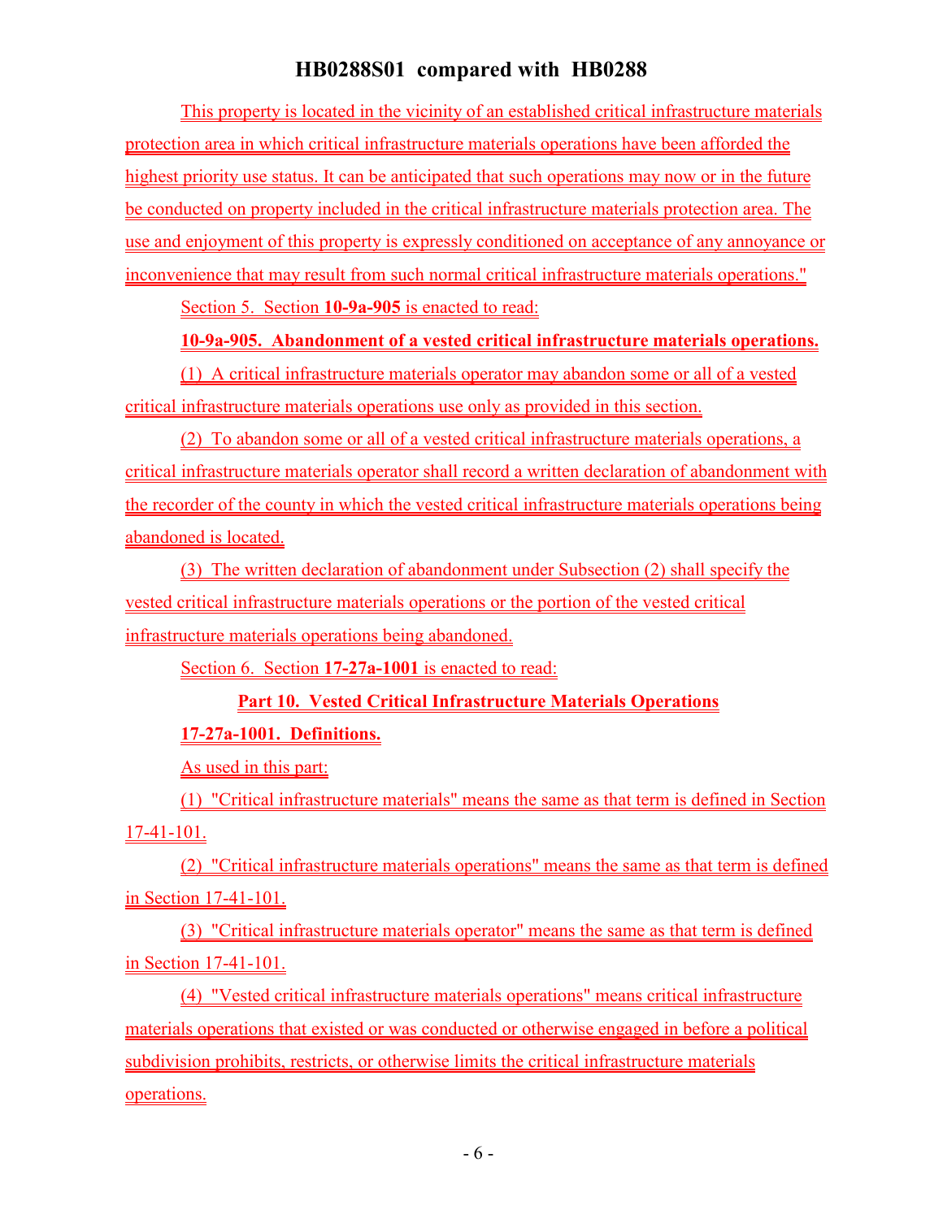This property is located in the vicinity of an established critical infrastructure materials protection area in which critical infrastructure materials operations have been afforded the highest priority use status. It can be anticipated that such operations may now or in the future be conducted on property included in the critical infrastructure materials protection area. The use and enjoyment of this property is expressly conditioned on acceptance of any annoyance or inconvenience that may result from such normal critical infrastructure materials operations."

Section 5. Section **10-9a-905** is enacted to read:

**10-9a-905. Abandonment of a vested critical infrastructure materials operations.**

(1) A critical infrastructure materials operator may abandon some or all of a vested critical infrastructure materials operations use only as provided in this section.

(2) To abandon some or all of a vested critical infrastructure materials operations, a critical infrastructure materials operator shall record a written declaration of abandonment with the recorder of the county in which the vested critical infrastructure materials operations being abandoned is located.

(3) The written declaration of abandonment under Subsection (2) shall specify the vested critical infrastructure materials operations or the portion of the vested critical infrastructure materials operations being abandoned.

Section 6. Section **17-27a-1001** is enacted to read:

**Part 10. Vested Critical Infrastructure Materials Operations**

**17-27a-1001. Definitions.**

As used in this part:

(1) "Critical infrastructure materials" means the same as that term is defined in Section 17-41-101.

(2) "Critical infrastructure materials operations" means the same as that term is defined in Section 17-41-101.

(3) "Critical infrastructure materials operator" means the same as that term is defined in Section 17-41-101.

(4) "Vested critical infrastructure materials operations" means critical infrastructure materials operations that existed or was conducted or otherwise engaged in before a political subdivision prohibits, restricts, or otherwise limits the critical infrastructure materials operations.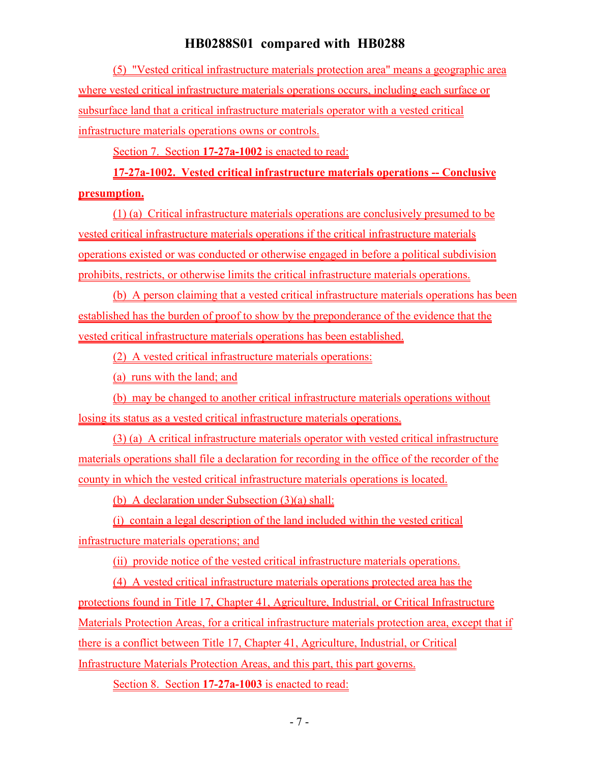(5) "Vested critical infrastructure materials protection area" means a geographic area where vested critical infrastructure materials operations occurs, including each surface or subsurface land that a critical infrastructure materials operator with a vested critical infrastructure materials operations owns or controls.

Section 7. Section **17-27a-1002** is enacted to read:

**17-27a-1002. Vested critical infrastructure materials operations -- Conclusive presumption.**

(1) (a) Critical infrastructure materials operations are conclusively presumed to be vested critical infrastructure materials operations if the critical infrastructure materials operations existed or was conducted or otherwise engaged in before a political subdivision prohibits, restricts, or otherwise limits the critical infrastructure materials operations.

(b) A person claiming that a vested critical infrastructure materials operations has been established has the burden of proof to show by the preponderance of the evidence that the vested critical infrastructure materials operations has been established.

(2) A vested critical infrastructure materials operations:

(a) runs with the land; and

(b) may be changed to another critical infrastructure materials operations without losing its status as a vested critical infrastructure materials operations.

(3) (a) A critical infrastructure materials operator with vested critical infrastructure materials operations shall file a declaration for recording in the office of the recorder of the county in which the vested critical infrastructure materials operations is located.

(b) A declaration under Subsection (3)(a) shall:

(i) contain a legal description of the land included within the vested critical infrastructure materials operations; and

(ii) provide notice of the vested critical infrastructure materials operations.

(4) A vested critical infrastructure materials operations protected area has the protections found in Title 17, Chapter 41, Agriculture, Industrial, or Critical Infrastructure Materials Protection Areas, for a critical infrastructure materials protection area, except that if there is a conflict between Title 17, Chapter 41, Agriculture, Industrial, or Critical Infrastructure Materials Protection Areas, and this part, this part governs.

Section 8. Section **17-27a-1003** is enacted to read: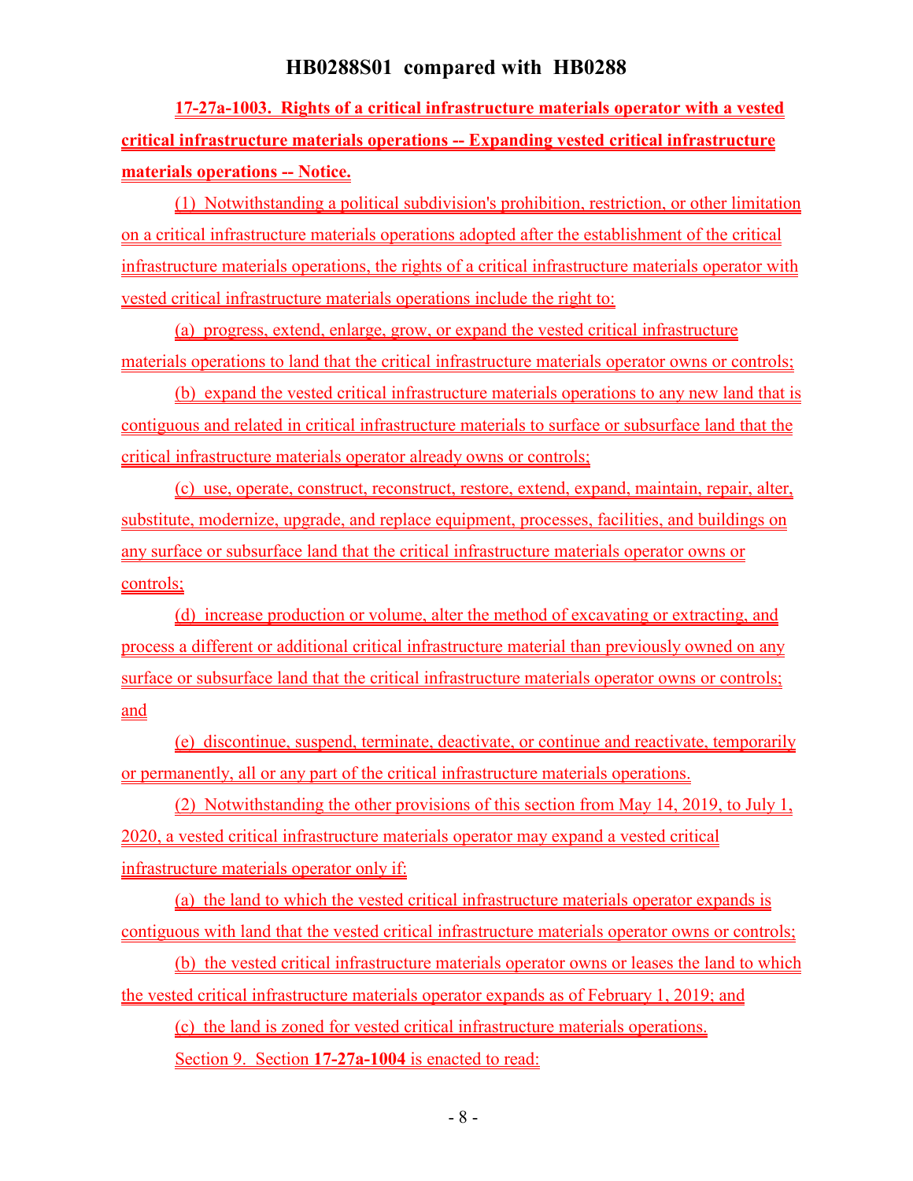**17-27a-1003. Rights of a critical infrastructure materials operator with a vested critical infrastructure materials operations -- Expanding vested critical infrastructure materials operations -- Notice.**

(1) Notwithstanding a political subdivision's prohibition, restriction, or other limitation on a critical infrastructure materials operations adopted after the establishment of the critical infrastructure materials operations, the rights of a critical infrastructure materials operator with vested critical infrastructure materials operations include the right to:

(a) progress, extend, enlarge, grow, or expand the vested critical infrastructure materials operations to land that the critical infrastructure materials operator owns or controls;

(b) expand the vested critical infrastructure materials operations to any new land that is contiguous and related in critical infrastructure materials to surface or subsurface land that the critical infrastructure materials operator already owns or controls;

(c) use, operate, construct, reconstruct, restore, extend, expand, maintain, repair, alter, substitute, modernize, upgrade, and replace equipment, processes, facilities, and buildings on any surface or subsurface land that the critical infrastructure materials operator owns or controls;

(d) increase production or volume, alter the method of excavating or extracting, and process a different or additional critical infrastructure material than previously owned on any surface or subsurface land that the critical infrastructure materials operator owns or controls; and

(e) discontinue, suspend, terminate, deactivate, or continue and reactivate, temporarily or permanently, all or any part of the critical infrastructure materials operations.

(2) Notwithstanding the other provisions of this section from May 14, 2019, to July 1, 2020, a vested critical infrastructure materials operator may expand a vested critical infrastructure materials operator only if:

(a) the land to which the vested critical infrastructure materials operator expands is contiguous with land that the vested critical infrastructure materials operator owns or controls;

(b) the vested critical infrastructure materials operator owns or leases the land to which the vested critical infrastructure materials operator expands as of February 1, 2019; and

(c) the land is zoned for vested critical infrastructure materials operations.

Section 9. Section **17-27a-1004** is enacted to read: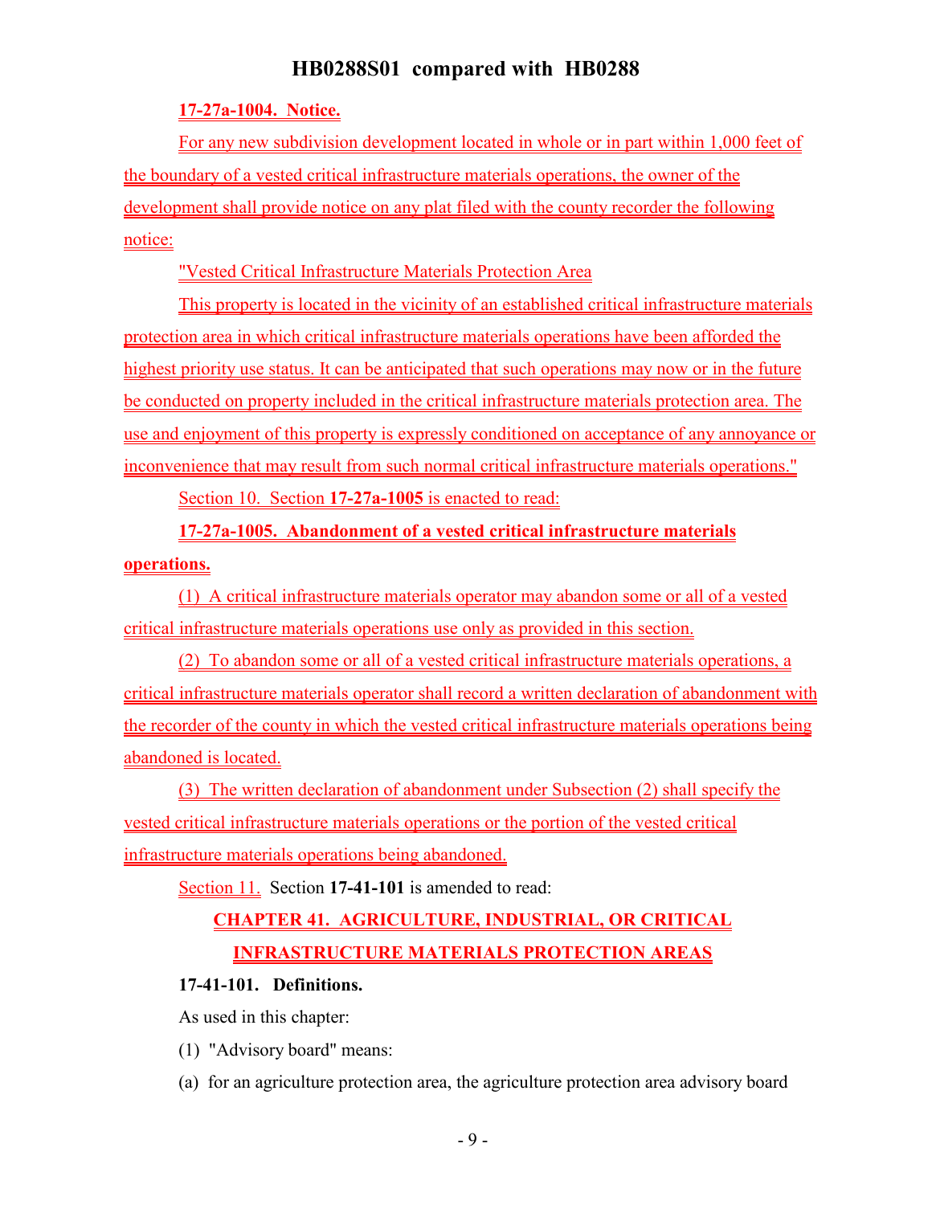**17-27a-1004. Notice.**

For any new subdivision development located in whole or in part within 1,000 feet of the boundary of a vested critical infrastructure materials operations, the owner of the development shall provide notice on any plat filed with the county recorder the following notice:

"Vested Critical Infrastructure Materials Protection Area

This property is located in the vicinity of an established critical infrastructure materials protection area in which critical infrastructure materials operations have been afforded the highest priority use status. It can be anticipated that such operations may now or in the future be conducted on property included in the critical infrastructure materials protection area. The use and enjoyment of this property is expressly conditioned on acceptance of any annoyance or inconvenience that may result from such normal critical infrastructure materials operations."

Section 10. Section **17-27a-1005** is enacted to read:

**17-27a-1005. Abandonment of a vested critical infrastructure materials operations.**

(1) A critical infrastructure materials operator may abandon some or all of a vested critical infrastructure materials operations use only as provided in this section.

(2) To abandon some or all of a vested critical infrastructure materials operations, a critical infrastructure materials operator shall record a written declaration of abandonment with the recorder of the county in which the vested critical infrastructure materials operations being abandoned is located.

(3) The written declaration of abandonment under Subsection (2) shall specify the vested critical infrastructure materials operations or the portion of the vested critical infrastructure materials operations being abandoned.

Section 11. Section **17-41-101** is amended to read:

**CHAPTER 41. AGRICULTURE, INDUSTRIAL, OR CRITICAL INFRASTRUCTURE MATERIALS PROTECTION AREAS**

**17-41-101. Definitions.**

As used in this chapter:

(1) "Advisory board" means:

(a) for an agriculture protection area, the agriculture protection area advisory board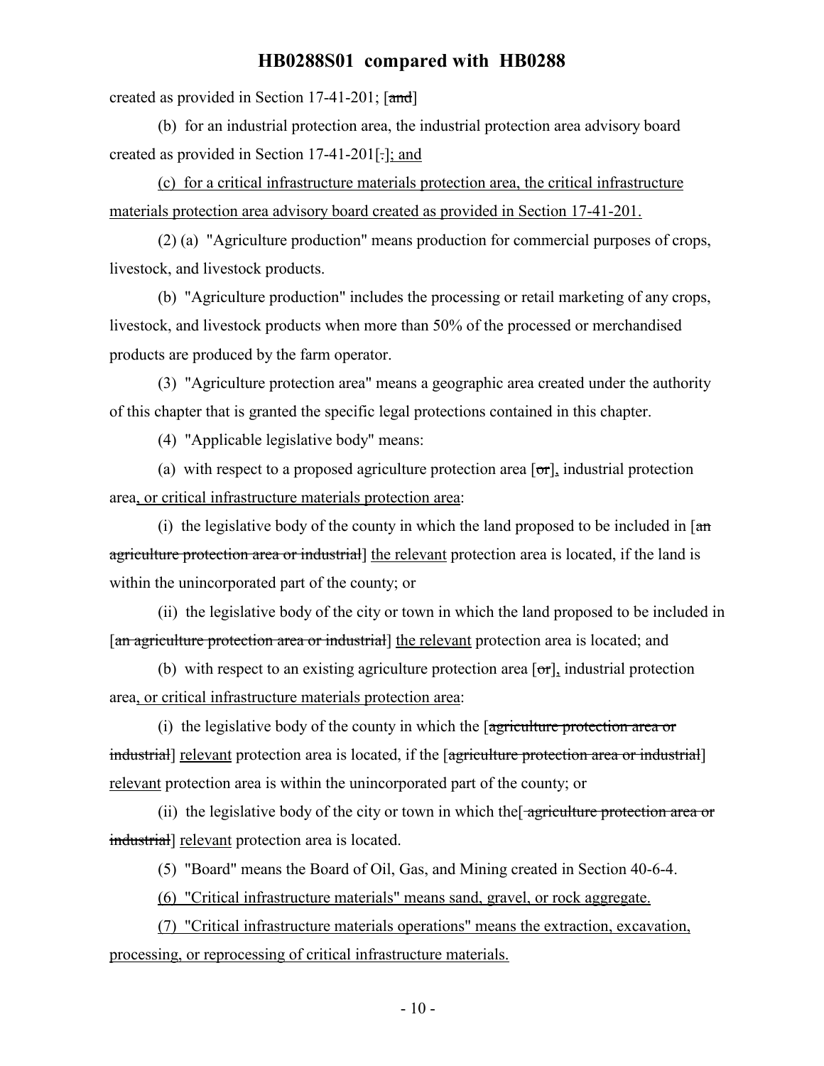created as provided in Section 17-41-201; [~~and~~]

(b) for an industrial protection area, the industrial protection area advisory board created as provided in Section 17-41-201[~~.~~]; and

<u>(c) for a critical infrastructure materials protection area, the critical infrastructure materials protection area advisory board created as provided in Section 17-41-201.</u>

(2) (a) "Agriculture production" means production for commercial purposes of crops, livestock, and livestock products.

(b) "Agriculture production" includes the processing or retail marketing of any crops, livestock, and livestock products when more than 50% of the processed or merchandised products are produced by the farm operator.

(3) "Agriculture protection area" means a geographic area created under the authority of this chapter that is granted the specific legal protections contained in this chapter.

(4) "Applicable legislative body" means:

(a) with respect to a proposed agriculture protection area [~~or~~]<u>,</u> industrial protection area<u>, or critical infrastructure materials protection area</u>:

(i) the legislative body of the county in which the land proposed to be included in [~~an agriculture protection area or industrial~~] <u>the relevant</u> protection area is located, if the land is within the unincorporated part of the county; or

(ii) the legislative body of the city or town in which the land proposed to be included in [~~an agriculture protection area or industrial~~] <u>the relevant</u> protection area is located; and

(b) with respect to an existing agriculture protection area [~~or~~]<u>,</u> industrial protection area<u>, or critical infrastructure materials protection area</u>:

(i) the legislative body of the county in which the [~~agriculture protection area or industrial~~] <u>relevant</u> protection area is located, if the [~~agriculture protection area or industrial~~] <u>relevant</u> protection area is within the unincorporated part of the county; or

(ii) the legislative body of the city or town in which the[~~ agriculture protection area or industrial~~] <u>relevant</u> protection area is located.

(5) "Board" means the Board of Oil, Gas, and Mining created in Section 40-6-4.

<u>(6) "Critical infrastructure materials" means sand, gravel, or rock aggregate.</u>

<u>(7) "Critical infrastructure materials operations" means the extraction, excavation, processing, or reprocessing of critical infrastructure materials.</u>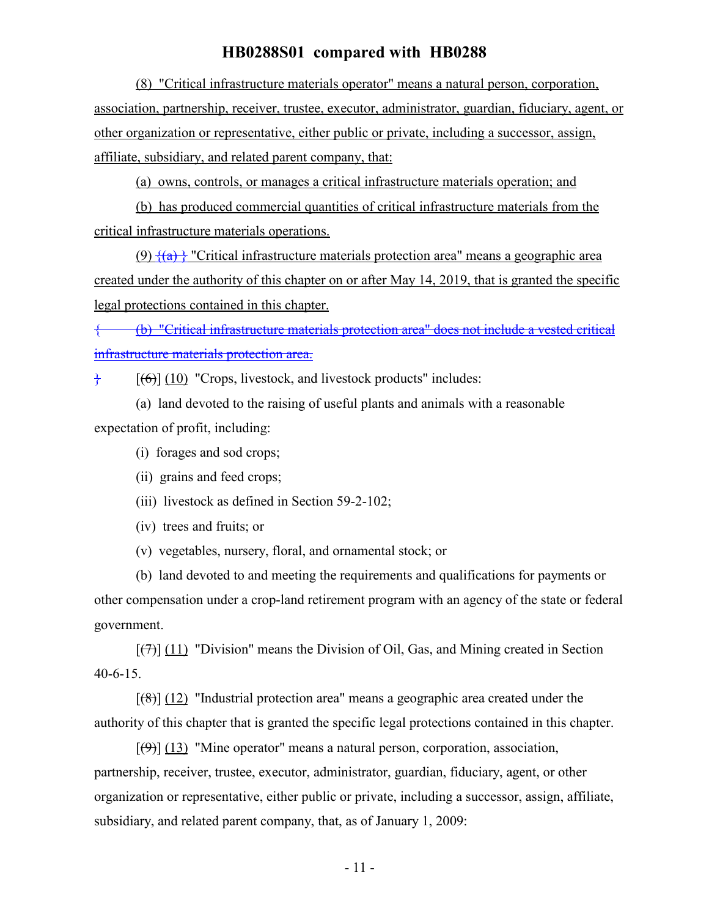(8) "Critical infrastructure materials operator" means a natural person, corporation, association, partnership, receiver, trustee, executor, administrator, guardian, fiduciary, agent, or other organization or representative, either public or private, including a successor, assign, affiliate, subsidiary, and related parent company, that:

(a) owns, controls, or manages a critical infrastructure materials operation; and

(b) has produced commercial quantities of critical infrastructure materials from the critical infrastructure materials operations.

(9) {(a) } "Critical infrastructure materials protection area" means a geographic area created under the authority of this chapter on or after May 14, 2019, that is granted the specific legal protections contained in this chapter.

{ (b) "Critical infrastructure materials protection area" does not include a vested critical infrastructure materials protection area.

} [(6)] (10) "Crops, livestock, and livestock products" includes:

(a) land devoted to the raising of useful plants and animals with a reasonable expectation of profit, including:

(i) forages and sod crops;

(ii) grains and feed crops;

(iii) livestock as defined in Section 59-2-102;

(iv) trees and fruits; or

(v) vegetables, nursery, floral, and ornamental stock; or

(b) land devoted to and meeting the requirements and qualifications for payments or other compensation under a crop-land retirement program with an agency of the state or federal government.

[(7)] (11) "Division" means the Division of Oil, Gas, and Mining created in Section 40-6-15.

[(8)] (12) "Industrial protection area" means a geographic area created under the authority of this chapter that is granted the specific legal protections contained in this chapter.

[(9)] (13) "Mine operator" means a natural person, corporation, association, partnership, receiver, trustee, executor, administrator, guardian, fiduciary, agent, or other organization or representative, either public or private, including a successor, assign, affiliate, subsidiary, and related parent company, that, as of January 1, 2009: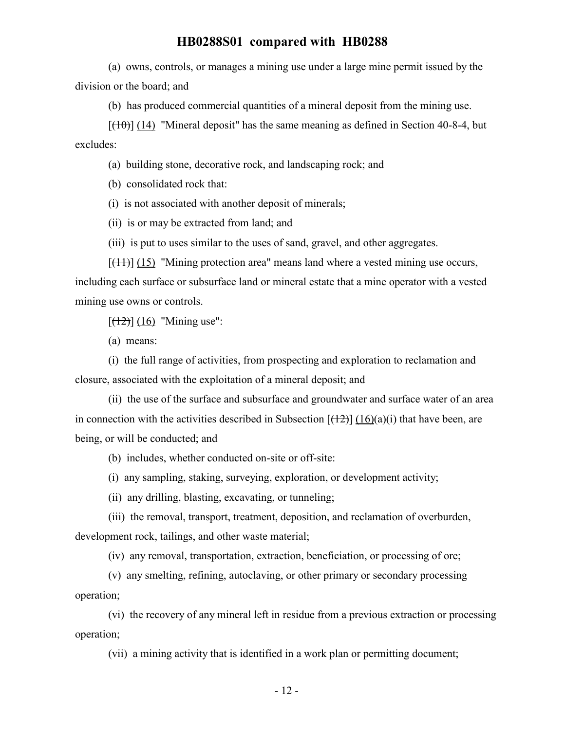(a) owns, controls, or manages a mining use under a large mine permit issued by the division or the board; and

(b) has produced commercial quantities of a mineral deposit from the mining use.

[~~(10)~~] (14) "Mineral deposit" has the same meaning as defined in Section 40-8-4, but excludes:

(a) building stone, decorative rock, and landscaping rock; and

(b) consolidated rock that:

(i) is not associated with another deposit of minerals;

(ii) is or may be extracted from land; and

(iii) is put to uses similar to the uses of sand, gravel, and other aggregates.

[~~(11)~~] (15) "Mining protection area" means land where a vested mining use occurs, including each surface or subsurface land or mineral estate that a mine operator with a vested mining use owns or controls.

[~~(12)~~] (16) "Mining use":

(a) means:

(i) the full range of activities, from prospecting and exploration to reclamation and closure, associated with the exploitation of a mineral deposit; and

(ii) the use of the surface and subsurface and groundwater and surface water of an area in connection with the activities described in Subsection [~~(12)~~] (16)(a)(i) that have been, are being, or will be conducted; and

(b) includes, whether conducted on-site or off-site:

(i) any sampling, staking, surveying, exploration, or development activity;

(ii) any drilling, blasting, excavating, or tunneling;

(iii) the removal, transport, treatment, deposition, and reclamation of overburden, development rock, tailings, and other waste material;

(iv) any removal, transportation, extraction, beneficiation, or processing of ore;

(v) any smelting, refining, autoclaving, or other primary or secondary processing operation;

(vi) the recovery of any mineral left in residue from a previous extraction or processing operation;

(vii) a mining activity that is identified in a work plan or permitting document;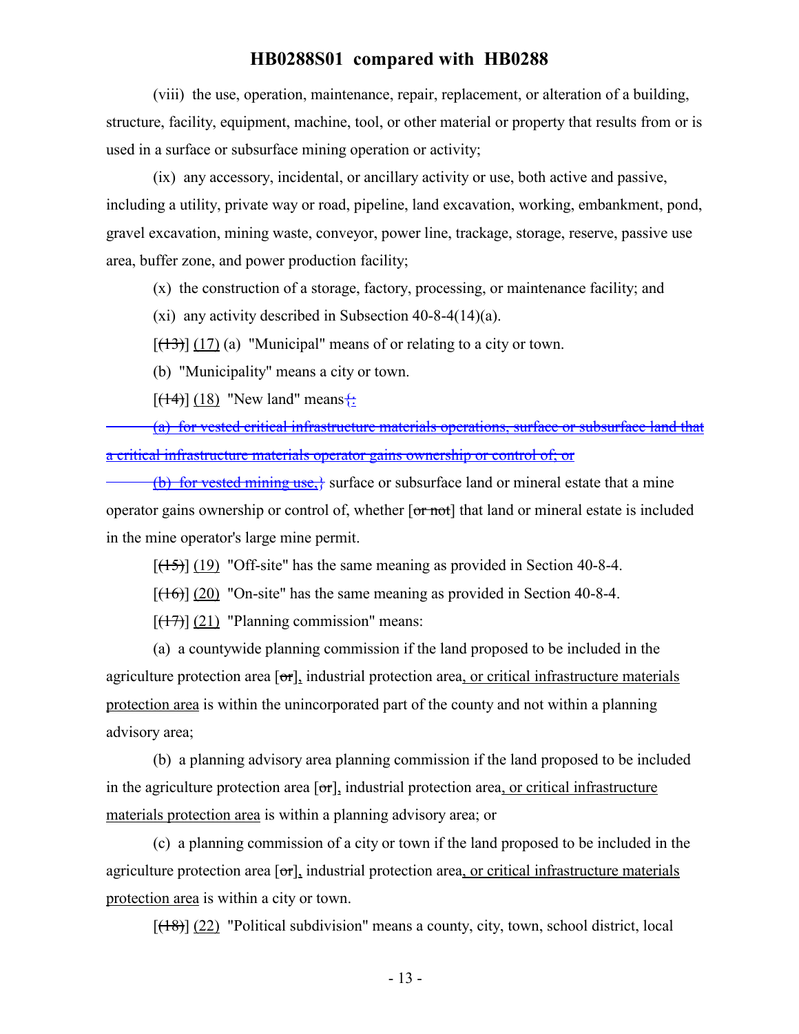(viii) the use, operation, maintenance, repair, replacement, or alteration of a building, structure, facility, equipment, machine, tool, or other material or property that results from or is used in a surface or subsurface mining operation or activity;

(ix) any accessory, incidental, or ancillary activity or use, both active and passive, including a utility, private way or road, pipeline, land excavation, working, embankment, pond, gravel excavation, mining waste, conveyor, power line, trackage, storage, reserve, passive use area, buffer zone, and power production facility;

(x) the construction of a storage, factory, processing, or maintenance facility; and

(xi) any activity described in Subsection 40-8-4(14)(a).

[~~(13)~~] (17) (a) "Municipal" means of or relating to a city or town.

(b) "Municipality" means a city or town.

[~~(14)~~] (18) "New land" means~~{:~~

~~(a) for vested critical infrastructure materials operations, surface or subsurface land that a critical infrastructure materials operator gains ownership or control of; or~~

~~(b) for vested mining use,}~~ surface or subsurface land or mineral estate that a mine operator gains ownership or control of, whether [~~or not~~] that land or mineral estate is included in the mine operator's large mine permit.

[~~(15)~~] (19) "Off-site" has the same meaning as provided in Section 40-8-4.

[~~(16)~~] (20) "On-site" has the same meaning as provided in Section 40-8-4.

[~~(17)~~] (21) "Planning commission" means:

(a) a countywide planning commission if the land proposed to be included in the agriculture protection area [~~or~~], industrial protection area, or critical infrastructure materials protection area is within the unincorporated part of the county and not within a planning advisory area;

(b) a planning advisory area planning commission if the land proposed to be included in the agriculture protection area [~~or~~], industrial protection area, or critical infrastructure materials protection area is within a planning advisory area; or

(c) a planning commission of a city or town if the land proposed to be included in the agriculture protection area [~~or~~], industrial protection area, or critical infrastructure materials protection area is within a city or town.

[~~(18)~~] (22) "Political subdivision" means a county, city, town, school district, local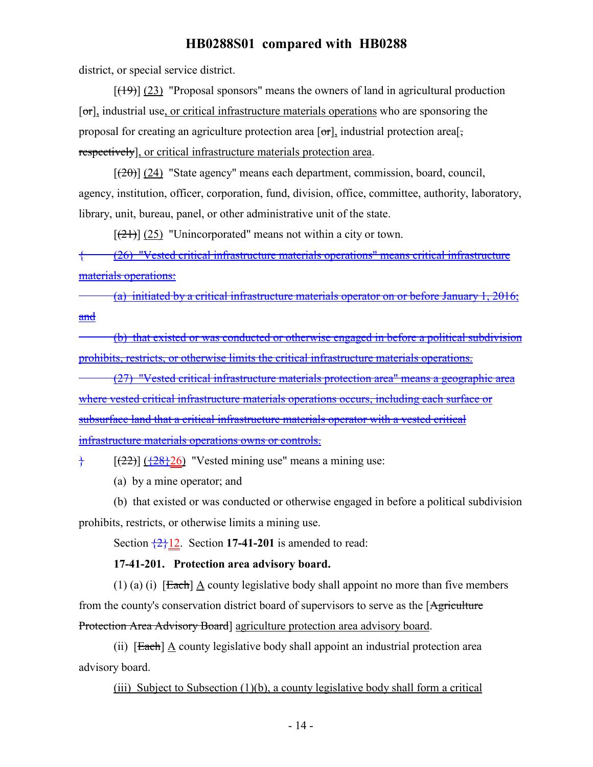district, or special service district.

[(19)] (23) "Proposal sponsors" means the owners of land in agricultural production [or], industrial use, or critical infrastructure materials operations who are sponsoring the proposal for creating an agriculture protection area [or], industrial protection area[, respectively], or critical infrastructure materials protection area.

[(20)] (24) "State agency" means each department, commission, board, council, agency, institution, officer, corporation, fund, division, office, committee, authority, laboratory, library, unit, bureau, panel, or other administrative unit of the state.

[(21)] (25) "Unincorporated" means not within a city or town.

{ (26) "Vested critical infrastructure materials operations" means critical infrastructure materials operations:

(a) initiated by a critical infrastructure materials operator on or before January 1, 2016; and

(b) that existed or was conducted or otherwise engaged in before a political subdivision prohibits, restricts, or otherwise limits the critical infrastructure materials operations.

(27) "Vested critical infrastructure materials protection area" means a geographic area where vested critical infrastructure materials operations occurs, including each surface or subsurface land that a critical infrastructure materials operator with a vested critical infrastructure materials operations owns or controls.

} [(22)] ({28}26) "Vested mining use" means a mining use:

(a) by a mine operator; and

(b) that existed or was conducted or otherwise engaged in before a political subdivision prohibits, restricts, or otherwise limits a mining use.

Section {2}12. Section **17-41-201** is amended to read:

**17-41-201. Protection area advisory board.**

(1) (a) (i) [Each] A county legislative body shall appoint no more than five members from the county's conservation district board of supervisors to serve as the [Agriculture Protection Area Advisory Board] agriculture protection area advisory board.

(ii) [Each] A county legislative body shall appoint an industrial protection area advisory board.

(iii) Subject to Subsection (1)(b), a county legislative body shall form a critical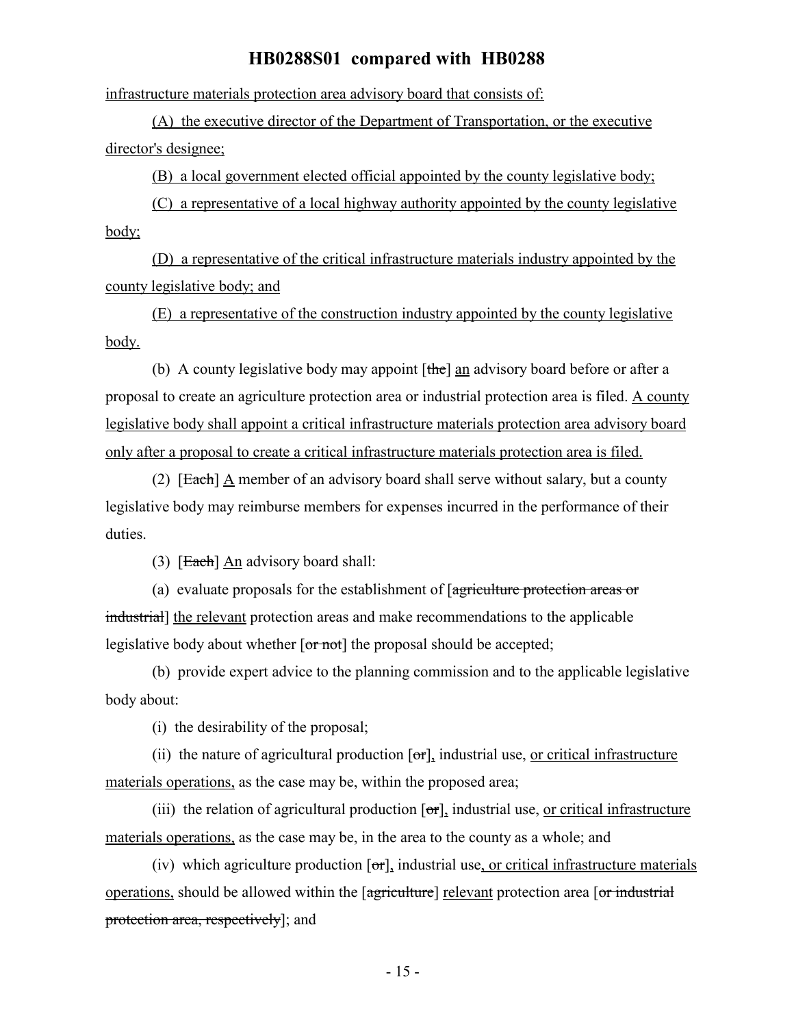infrastructure materials protection area advisory board that consists of:

(A) the executive director of the Department of Transportation, or the executive director's designee;

(B) a local government elected official appointed by the county legislative body;

(C) a representative of a local highway authority appointed by the county legislative body;

(D) a representative of the critical infrastructure materials industry appointed by the county legislative body; and

(E) a representative of the construction industry appointed by the county legislative body.

(b) A county legislative body may appoint [~~the~~] an advisory board before or after a proposal to create an agriculture protection area or industrial protection area is filed. A county legislative body shall appoint a critical infrastructure materials protection area advisory board only after a proposal to create a critical infrastructure materials protection area is filed.

(2) [~~Each~~] A member of an advisory board shall serve without salary, but a county legislative body may reimburse members for expenses incurred in the performance of their duties.

(3) [~~Each~~] An advisory board shall:

(a) evaluate proposals for the establishment of [~~agriculture protection areas or industrial~~] the relevant protection areas and make recommendations to the applicable legislative body about whether [~~or not~~] the proposal should be accepted;

(b) provide expert advice to the planning commission and to the applicable legislative body about:

(i) the desirability of the proposal;

(ii) the nature of agricultural production [~~or~~], industrial use, or critical infrastructure materials operations, as the case may be, within the proposed area;

(iii) the relation of agricultural production [~~or~~], industrial use, or critical infrastructure materials operations, as the case may be, in the area to the county as a whole; and

(iv) which agriculture production [~~or~~], industrial use, or critical infrastructure materials operations, should be allowed within the [~~agriculture~~] relevant protection area [~~or industrial protection area, respectively~~]; and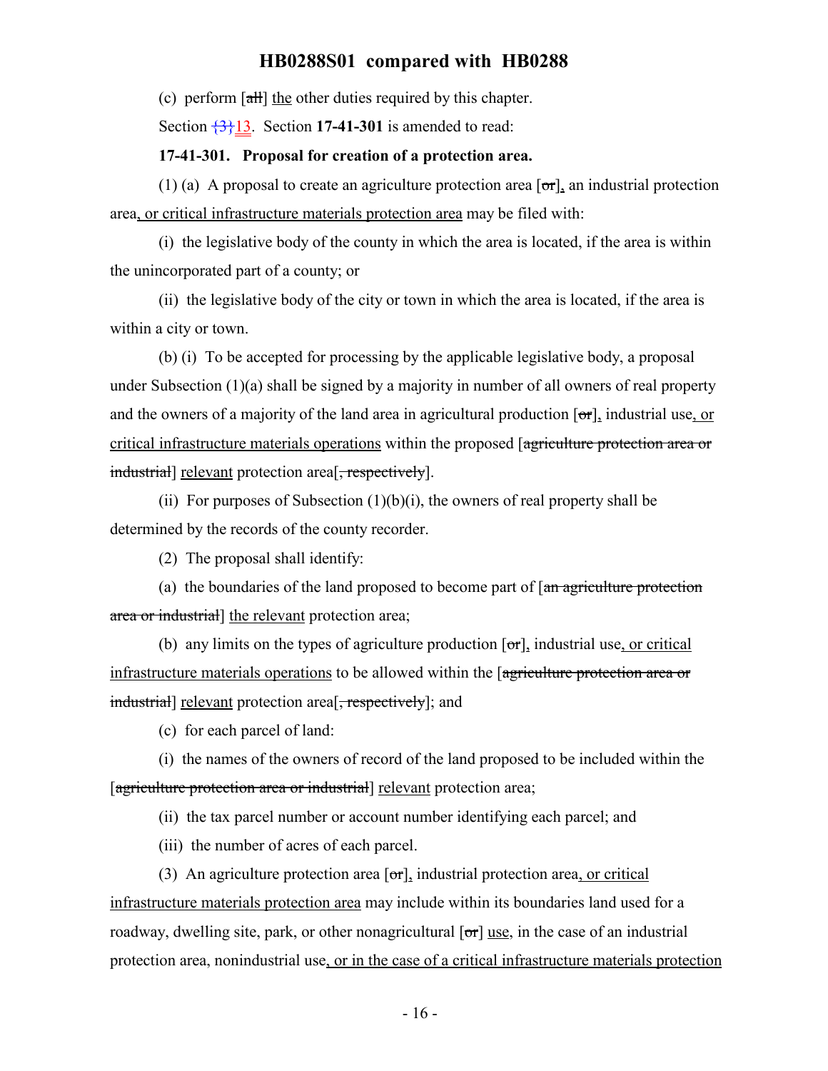(c) perform [all] the other duties required by this chapter.

Section {3}13. Section **17-41-301** is amended to read:

**17-41-301. Proposal for creation of a protection area.**

(1) (a) A proposal to create an agriculture protection area [or], an industrial protection area, or critical infrastructure materials protection area may be filed with:

(i) the legislative body of the county in which the area is located, if the area is within the unincorporated part of a county; or

(ii) the legislative body of the city or town in which the area is located, if the area is within a city or town.

(b) (i) To be accepted for processing by the applicable legislative body, a proposal under Subsection (1)(a) shall be signed by a majority in number of all owners of real property and the owners of a majority of the land area in agricultural production [or], industrial use, or critical infrastructure materials operations within the proposed [agriculture protection area or industrial] relevant protection area[, respectively].

(ii) For purposes of Subsection (1)(b)(i), the owners of real property shall be determined by the records of the county recorder.

(2) The proposal shall identify:

(a) the boundaries of the land proposed to become part of [an agriculture protection area or industrial] the relevant protection area;

(b) any limits on the types of agriculture production [or], industrial use, or critical infrastructure materials operations to be allowed within the [agriculture protection area or industrial] relevant protection area[, respectively]; and

(c) for each parcel of land:

(i) the names of the owners of record of the land proposed to be included within the [agriculture protection area or industrial] relevant protection area;

(ii) the tax parcel number or account number identifying each parcel; and

(iii) the number of acres of each parcel.

(3) An agriculture protection area [or], industrial protection area, or critical infrastructure materials protection area may include within its boundaries land used for a roadway, dwelling site, park, or other nonagricultural [or] use, in the case of an industrial protection area, nonindustrial use, or in the case of a critical infrastructure materials protection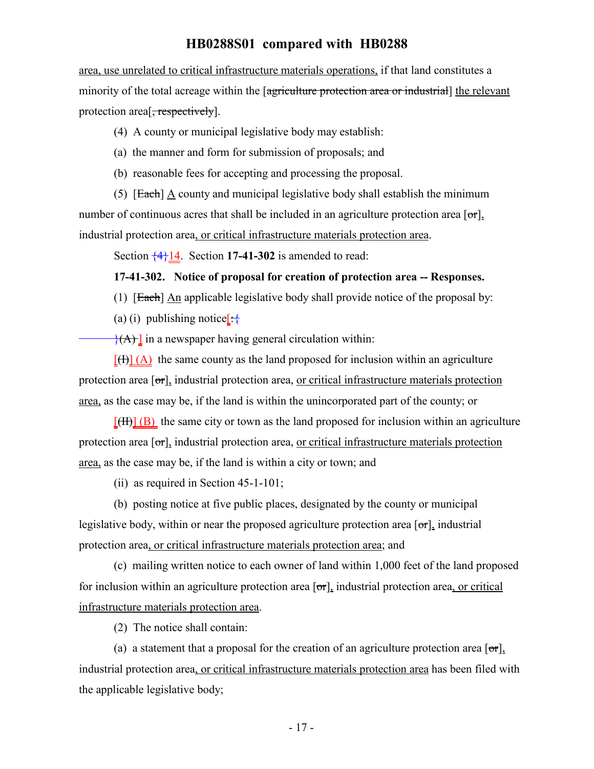area, use unrelated to critical infrastructure materials operations, if that land constitutes a minority of the total acreage within the [agriculture protection area or industrial] the relevant protection area[, respectively].

(4) A county or municipal legislative body may establish:

(a) the manner and form for submission of proposals; and

(b) reasonable fees for accepting and processing the proposal.

(5) [Each] A county and municipal legislative body shall establish the minimum number of continuous acres that shall be included in an agriculture protection area [or], industrial protection area, or critical infrastructure materials protection area.

Section {4}14. Section **17-41-302** is amended to read:

**17-41-302. Notice of proposal for creation of protection area -- Responses.**

(1) [Each] An applicable legislative body shall provide notice of the proposal by:

(a) (i) publishing notice[:{ }(A) ] in a newspaper having general circulation within:

[(I)] (A) the same county as the land proposed for inclusion within an agriculture protection area [or], industrial protection area, or critical infrastructure materials protection area, as the case may be, if the land is within the unincorporated part of the county; or

[(II)] (B) the same city or town as the land proposed for inclusion within an agriculture protection area [or], industrial protection area, or critical infrastructure materials protection area, as the case may be, if the land is within a city or town; and

(ii) as required in Section 45-1-101;

(b) posting notice at five public places, designated by the county or municipal legislative body, within or near the proposed agriculture protection area [or], industrial protection area, or critical infrastructure materials protection area; and

(c) mailing written notice to each owner of land within 1,000 feet of the land proposed for inclusion within an agriculture protection area [or], industrial protection area, or critical infrastructure materials protection area.

(2) The notice shall contain:

(a) a statement that a proposal for the creation of an agriculture protection area [or], industrial protection area, or critical infrastructure materials protection area has been filed with the applicable legislative body;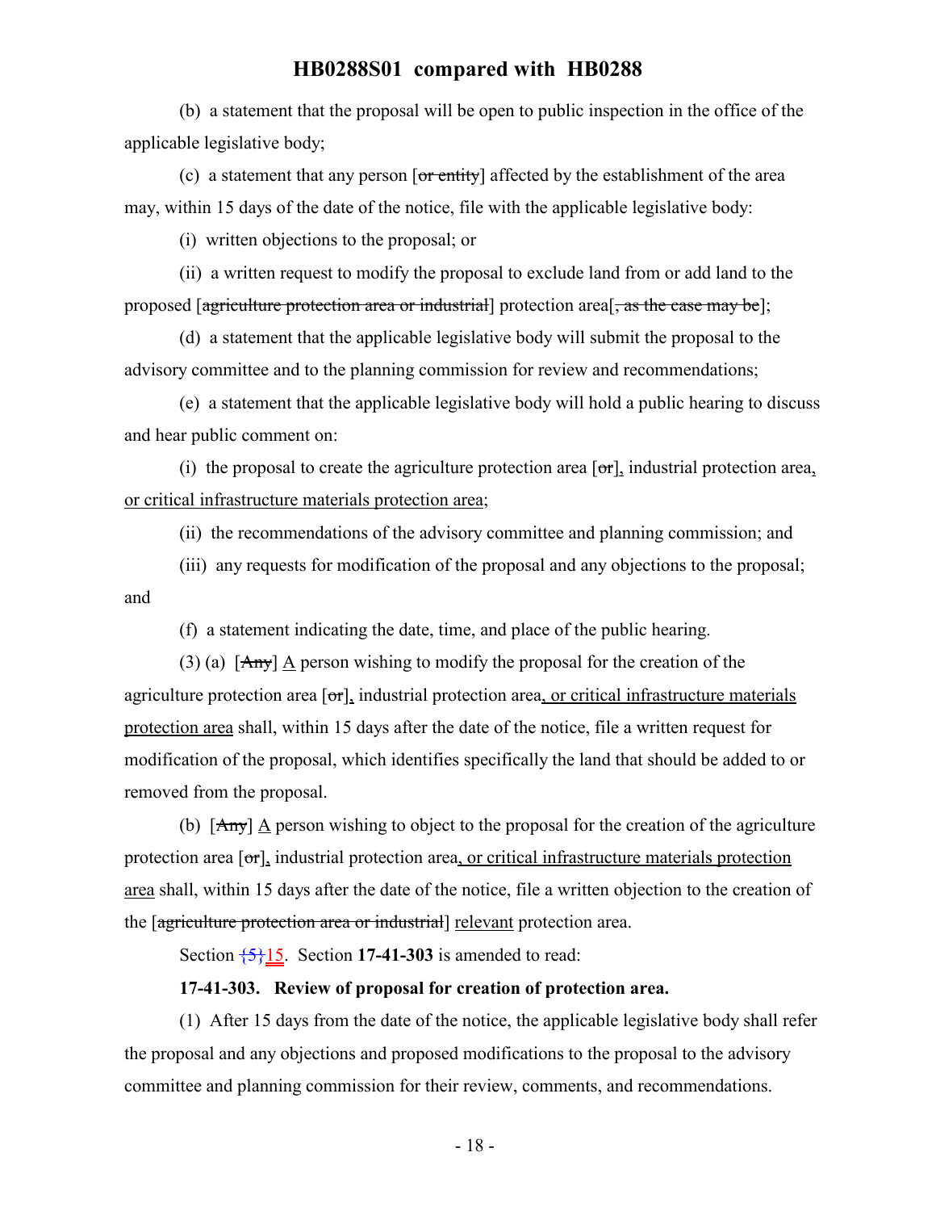(b) a statement that the proposal will be open to public inspection in the office of the applicable legislative body;

(c) a statement that any person [~~or entity~~] affected by the establishment of the area may, within 15 days of the date of the notice, file with the applicable legislative body:

(i) written objections to the proposal; or

(ii) a written request to modify the proposal to exclude land from or add land to the proposed [~~agriculture protection area or industrial~~] protection area[~~, as the case may be~~];

(d) a statement that the applicable legislative body will submit the proposal to the advisory committee and to the planning commission for review and recommendations;

(e) a statement that the applicable legislative body will hold a public hearing to discuss and hear public comment on:

(i) the proposal to create the agriculture protection area [~~or~~]<u>,</u> industrial protection area<u>, or critical infrastructure materials protection area</u>;

(ii) the recommendations of the advisory committee and planning commission; and

(iii) any requests for modification of the proposal and any objections to the proposal; and

(f) a statement indicating the date, time, and place of the public hearing.

(3) (a) [~~Any~~] <u>A</u> person wishing to modify the proposal for the creation of the agriculture protection area [~~or~~]<u>,</u> industrial protection area<u>, or critical infrastructure materials protection area</u> shall, within 15 days after the date of the notice, file a written request for modification of the proposal, which identifies specifically the land that should be added to or removed from the proposal.

(b) [~~Any~~] <u>A</u> person wishing to object to the proposal for the creation of the agriculture protection area [~~or~~]<u>,</u> industrial protection area<u>, or critical infrastructure materials protection area</u> shall, within 15 days after the date of the notice, file a written objection to the creation of the [~~agriculture protection area or industrial~~] <u>relevant</u> protection area.

Section {5}<u>15</u>. Section **17-41-303** is amended to read:

**17-41-303. Review of proposal for creation of protection area.**

(1) After 15 days from the date of the notice, the applicable legislative body shall refer the proposal and any objections and proposed modifications to the proposal to the advisory committee and planning commission for their review, comments, and recommendations.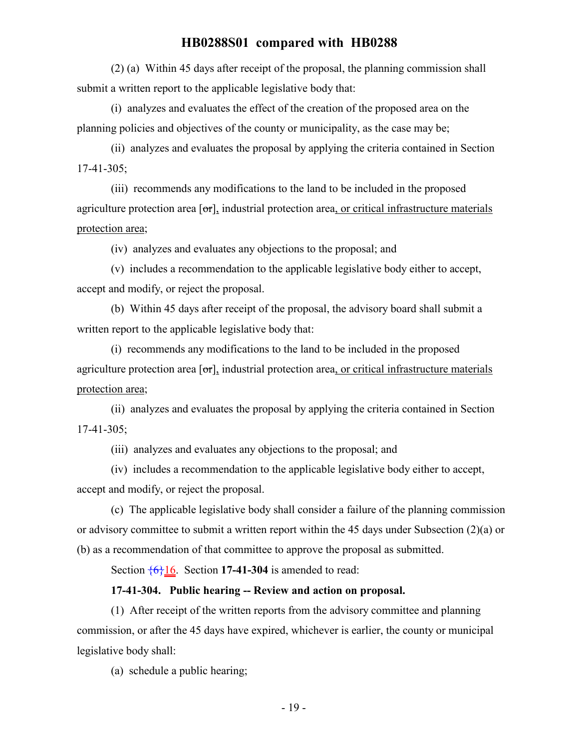(2) (a) Within 45 days after receipt of the proposal, the planning commission shall submit a written report to the applicable legislative body that:

(i) analyzes and evaluates the effect of the creation of the proposed area on the planning policies and objectives of the county or municipality, as the case may be;

(ii) analyzes and evaluates the proposal by applying the criteria contained in Section 17-41-305;

(iii) recommends any modifications to the land to be included in the proposed agriculture protection area [~~or~~], industrial protection area, or critical infrastructure materials protection area;

(iv) analyzes and evaluates any objections to the proposal; and

(v) includes a recommendation to the applicable legislative body either to accept, accept and modify, or reject the proposal.

(b) Within 45 days after receipt of the proposal, the advisory board shall submit a written report to the applicable legislative body that:

(i) recommends any modifications to the land to be included in the proposed agriculture protection area [~~or~~], industrial protection area, or critical infrastructure materials protection area;

(ii) analyzes and evaluates the proposal by applying the criteria contained in Section 17-41-305;

(iii) analyzes and evaluates any objections to the proposal; and

(iv) includes a recommendation to the applicable legislative body either to accept, accept and modify, or reject the proposal.

(c) The applicable legislative body shall consider a failure of the planning commission or advisory committee to submit a written report within the 45 days under Subsection (2)(a) or (b) as a recommendation of that committee to approve the proposal as submitted.

Section ~~{6}~~16. Section **17-41-304** is amended to read:

**17-41-304. Public hearing -- Review and action on proposal.**

(1) After receipt of the written reports from the advisory committee and planning commission, or after the 45 days have expired, whichever is earlier, the county or municipal legislative body shall:

(a) schedule a public hearing;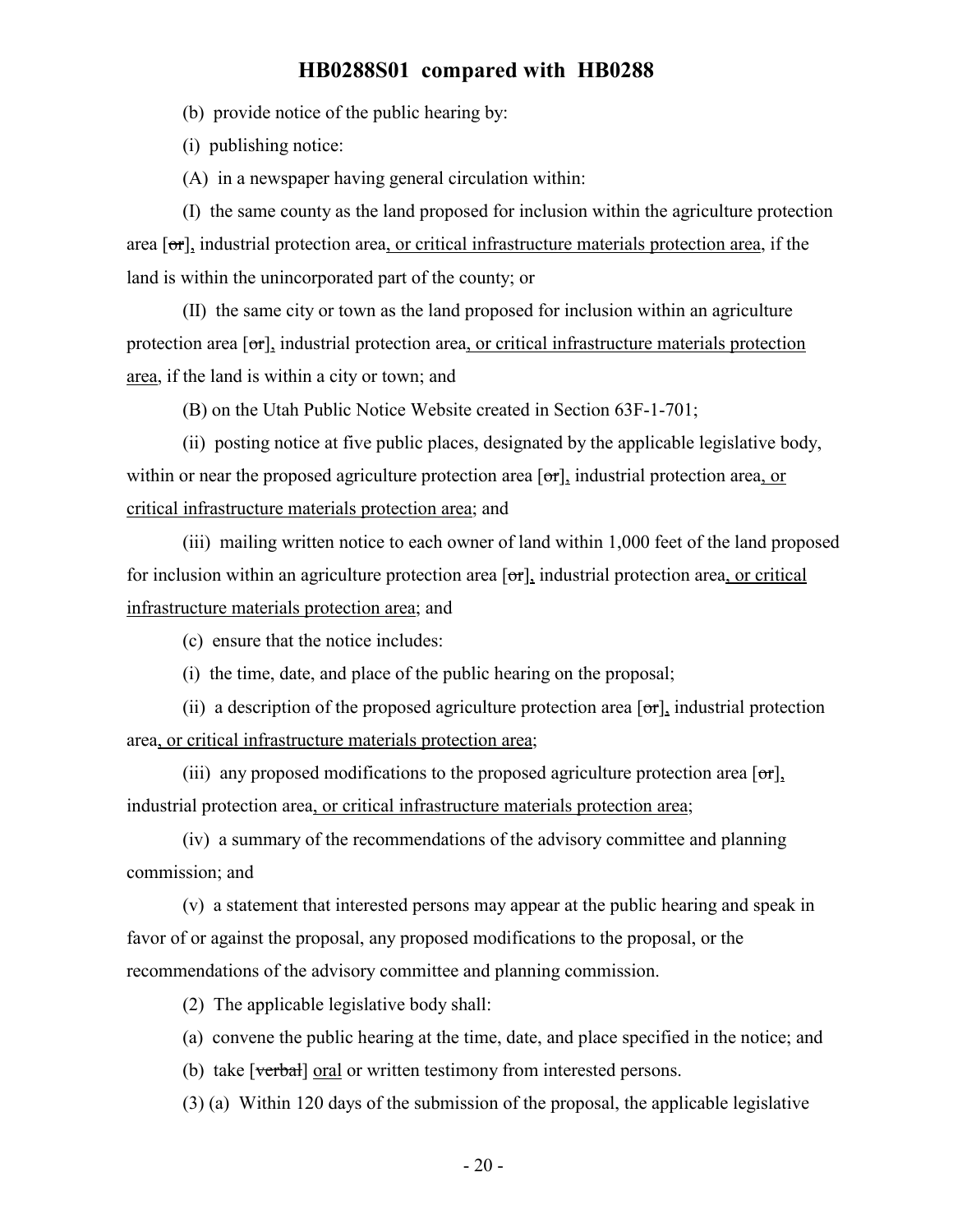(b) provide notice of the public hearing by:

(i) publishing notice:

(A) in a newspaper having general circulation within:

(I) the same county as the land proposed for inclusion within the agriculture protection area [~~or~~], industrial protection area, or critical infrastructure materials protection area, if the land is within the unincorporated part of the county; or

(II) the same city or town as the land proposed for inclusion within an agriculture protection area [~~or~~], industrial protection area, or critical infrastructure materials protection area, if the land is within a city or town; and

(B) on the Utah Public Notice Website created in Section 63F-1-701;

(ii) posting notice at five public places, designated by the applicable legislative body, within or near the proposed agriculture protection area [~~or~~], industrial protection area, or critical infrastructure materials protection area; and

(iii) mailing written notice to each owner of land within 1,000 feet of the land proposed for inclusion within an agriculture protection area [~~or~~], industrial protection area, or critical infrastructure materials protection area; and

(c) ensure that the notice includes:

(i) the time, date, and place of the public hearing on the proposal;

(ii) a description of the proposed agriculture protection area [~~or~~], industrial protection area, or critical infrastructure materials protection area;

(iii) any proposed modifications to the proposed agriculture protection area [~~or~~], industrial protection area, or critical infrastructure materials protection area;

(iv) a summary of the recommendations of the advisory committee and planning commission; and

(v) a statement that interested persons may appear at the public hearing and speak in favor of or against the proposal, any proposed modifications to the proposal, or the recommendations of the advisory committee and planning commission.

(2) The applicable legislative body shall:

(a) convene the public hearing at the time, date, and place specified in the notice; and

(b) take [~~verbal~~] oral or written testimony from interested persons.

(3) (a) Within 120 days of the submission of the proposal, the applicable legislative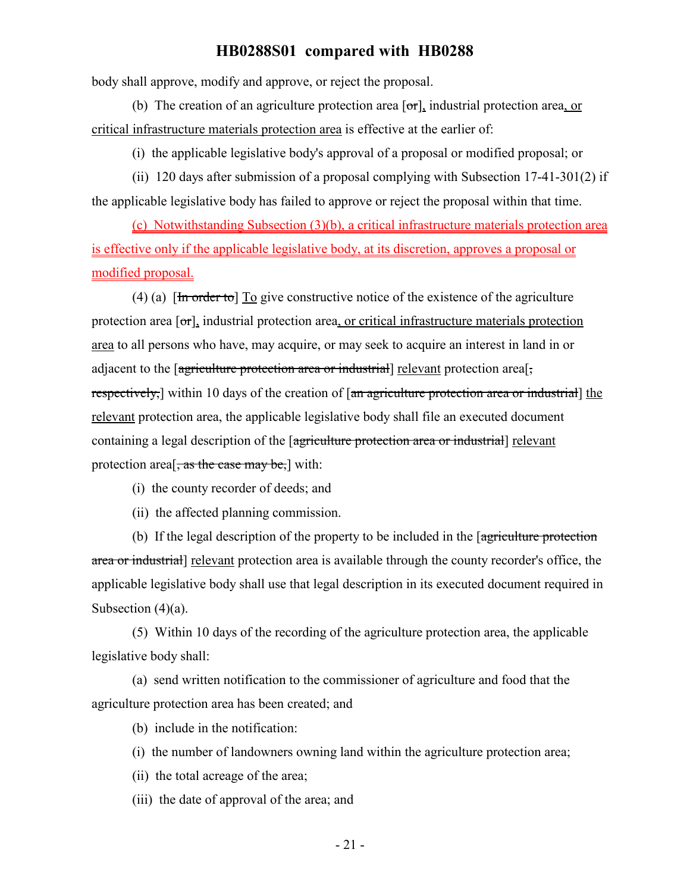body shall approve, modify and approve, or reject the proposal.

(b) The creation of an agriculture protection area [~~or~~], industrial protection area, or critical infrastructure materials protection area is effective at the earlier of:

(i) the applicable legislative body's approval of a proposal or modified proposal; or

(ii) 120 days after submission of a proposal complying with Subsection 17-41-301(2) if the applicable legislative body has failed to approve or reject the proposal within that time.

(c) Notwithstanding Subsection (3)(b), a critical infrastructure materials protection area is effective only if the applicable legislative body, at its discretion, approves a proposal or modified proposal.

(4) (a) [~~In order to~~] To give constructive notice of the existence of the agriculture protection area [~~or~~], industrial protection area, or critical infrastructure materials protection area to all persons who have, may acquire, or may seek to acquire an interest in land in or adjacent to the [~~agriculture protection area or industrial~~] relevant protection area[~~, respectively,~~] within 10 days of the creation of [~~an agriculture protection area or industrial~~] the relevant protection area, the applicable legislative body shall file an executed document containing a legal description of the [~~agriculture protection area or industrial~~] relevant protection area[~~, as the case may be,~~] with:

(i) the county recorder of deeds; and

(ii) the affected planning commission.

(b) If the legal description of the property to be included in the [~~agriculture protection area or industrial~~] relevant protection area is available through the county recorder's office, the applicable legislative body shall use that legal description in its executed document required in Subsection (4)(a).

(5) Within 10 days of the recording of the agriculture protection area, the applicable legislative body shall:

(a) send written notification to the commissioner of agriculture and food that the agriculture protection area has been created; and

(b) include in the notification:

(i) the number of landowners owning land within the agriculture protection area;

(ii) the total acreage of the area;

(iii) the date of approval of the area; and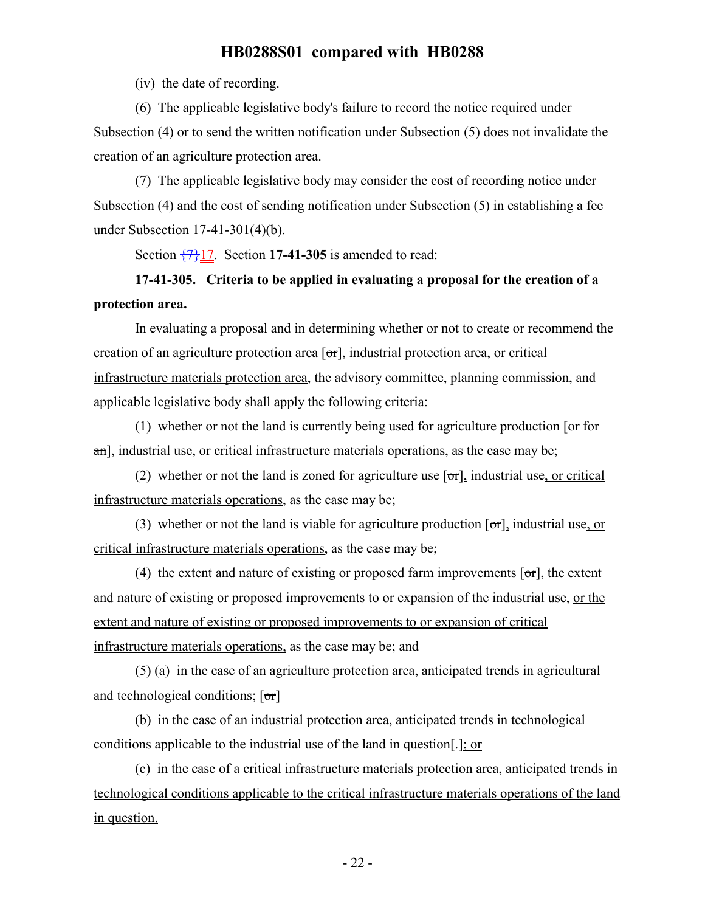(iv) the date of recording.

(6) The applicable legislative body's failure to record the notice required under Subsection (4) or to send the written notification under Subsection (5) does not invalidate the creation of an agriculture protection area.

(7) The applicable legislative body may consider the cost of recording notice under Subsection (4) and the cost of sending notification under Subsection (5) in establishing a fee under Subsection 17-41-301(4)(b).

Section {7}17. Section **17-41-305** is amended to read:

**17-41-305. Criteria to be applied in evaluating a proposal for the creation of a protection area.**

In evaluating a proposal and in determining whether or not to create or recommend the creation of an agriculture protection area [or], industrial protection area, or critical infrastructure materials protection area, the advisory committee, planning commission, and applicable legislative body shall apply the following criteria:

(1) whether or not the land is currently being used for agriculture production [or for an], industrial use, or critical infrastructure materials operations, as the case may be;

(2) whether or not the land is zoned for agriculture use [or], industrial use, or critical infrastructure materials operations, as the case may be;

(3) whether or not the land is viable for agriculture production [or], industrial use, or critical infrastructure materials operations, as the case may be;

(4) the extent and nature of existing or proposed farm improvements [or], the extent and nature of existing or proposed improvements to or expansion of the industrial use, or the extent and nature of existing or proposed improvements to or expansion of critical infrastructure materials operations, as the case may be; and

(5) (a) in the case of an agriculture protection area, anticipated trends in agricultural and technological conditions; [or]

(b) in the case of an industrial protection area, anticipated trends in technological conditions applicable to the industrial use of the land in question[.]; or

(c) in the case of a critical infrastructure materials protection area, anticipated trends in technological conditions applicable to the critical infrastructure materials operations of the land in question.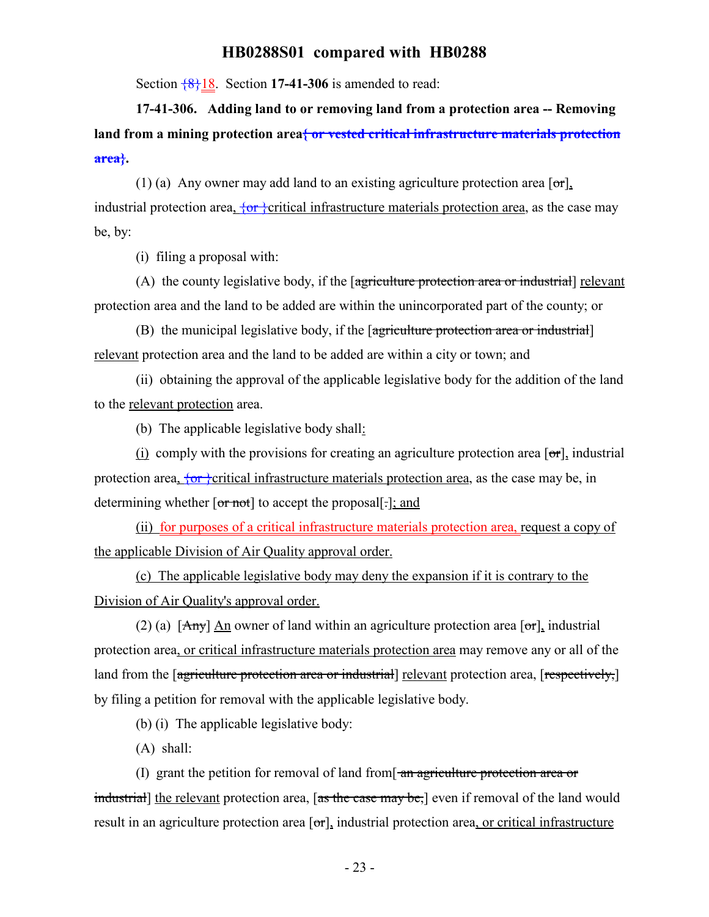Section {8}18. Section **17-41-306** is amended to read:

**17-41-306. Adding land to or removing land from a protection area -- Removing land from a mining protection area{ or vested critical infrastructure materials protection area}.**

(1) (a) Any owner may add land to an existing agriculture protection area [or], industrial protection area, {or }critical infrastructure materials protection area, as the case may be, by:

(i) filing a proposal with:

(A) the county legislative body, if the [agriculture protection area or industrial] relevant protection area and the land to be added are within the unincorporated part of the county; or

(B) the municipal legislative body, if the [agriculture protection area or industrial] relevant protection area and the land to be added are within a city or town; and

(ii) obtaining the approval of the applicable legislative body for the addition of the land to the relevant protection area.

(b) The applicable legislative body shall:

(i) comply with the provisions for creating an agriculture protection area [or], industrial protection area, {or }critical infrastructure materials protection area, as the case may be, in determining whether [or not] to accept the proposal[.]; and

(ii) for purposes of a critical infrastructure materials protection area, request a copy of the applicable Division of Air Quality approval order.

(c) The applicable legislative body may deny the expansion if it is contrary to the Division of Air Quality's approval order.

(2) (a) [Any] An owner of land within an agriculture protection area [or], industrial protection area, or critical infrastructure materials protection area may remove any or all of the land from the [agriculture protection area or industrial] relevant protection area, [respectively,] by filing a petition for removal with the applicable legislative body.

(b) (i) The applicable legislative body:

(A) shall:

(I) grant the petition for removal of land from[ an agriculture protection area or industrial] the relevant protection area, [as the case may be,] even if removal of the land would result in an agriculture protection area [or], industrial protection area, or critical infrastructure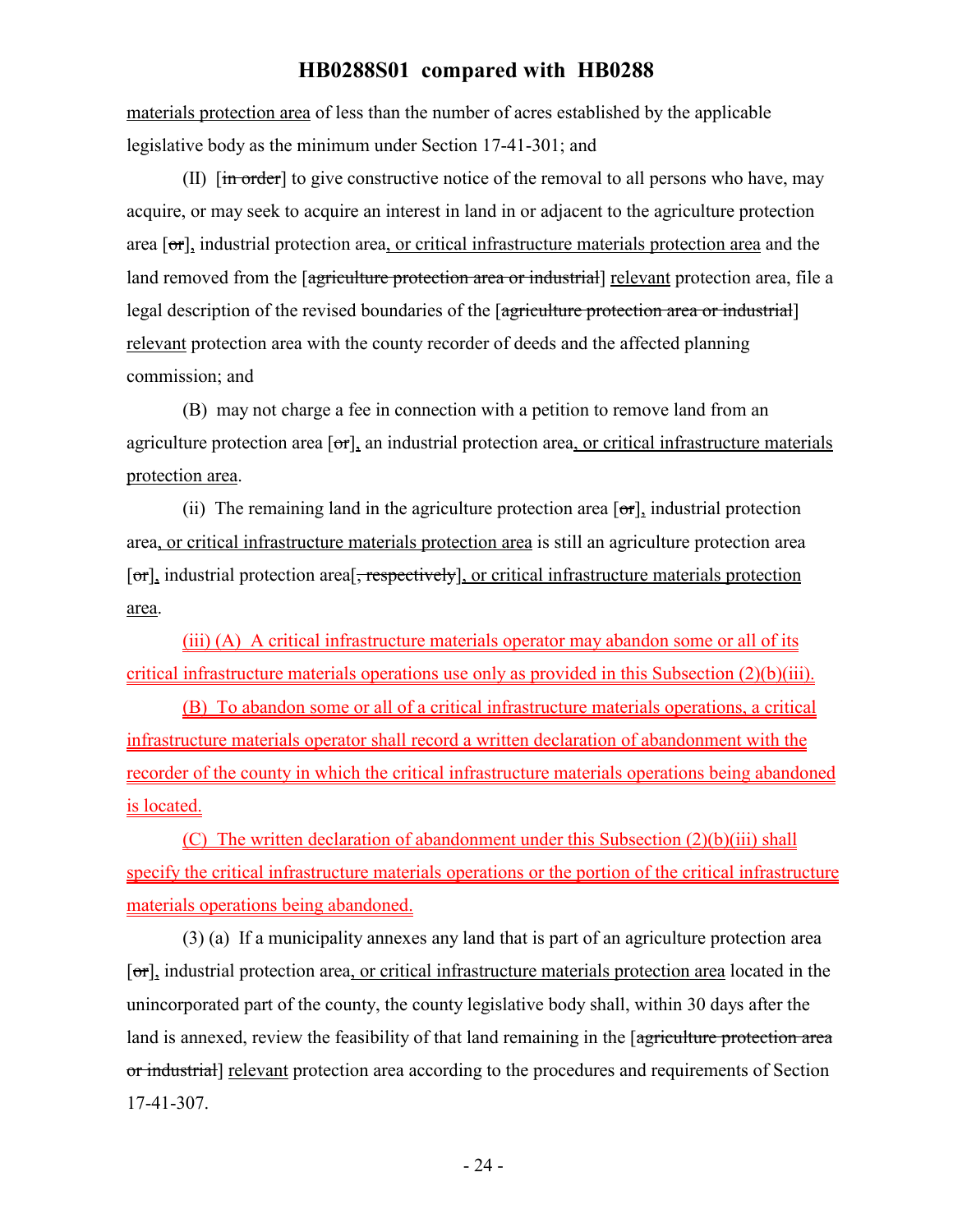materials protection area of less than the number of acres established by the applicable legislative body as the minimum under Section 17-41-301; and

(II) [in order] to give constructive notice of the removal to all persons who have, may acquire, or may seek to acquire an interest in land in or adjacent to the agriculture protection area [or], industrial protection area, or critical infrastructure materials protection area and the land removed from the [agriculture protection area or industrial] relevant protection area, file a legal description of the revised boundaries of the [agriculture protection area or industrial] relevant protection area with the county recorder of deeds and the affected planning commission; and

(B) may not charge a fee in connection with a petition to remove land from an agriculture protection area [or], an industrial protection area, or critical infrastructure materials protection area.

(ii) The remaining land in the agriculture protection area [or], industrial protection area, or critical infrastructure materials protection area is still an agriculture protection area [or], industrial protection area[, respectively], or critical infrastructure materials protection area.

(iii) (A) A critical infrastructure materials operator may abandon some or all of its critical infrastructure materials operations use only as provided in this Subsection (2)(b)(iii).

(B) To abandon some or all of a critical infrastructure materials operations, a critical infrastructure materials operator shall record a written declaration of abandonment with the recorder of the county in which the critical infrastructure materials operations being abandoned is located.

(C) The written declaration of abandonment under this Subsection (2)(b)(iii) shall specify the critical infrastructure materials operations or the portion of the critical infrastructure materials operations being abandoned.

(3) (a) If a municipality annexes any land that is part of an agriculture protection area [or], industrial protection area, or critical infrastructure materials protection area located in the unincorporated part of the county, the county legislative body shall, within 30 days after the land is annexed, review the feasibility of that land remaining in the [agriculture protection area or industrial] relevant protection area according to the procedures and requirements of Section 17-41-307.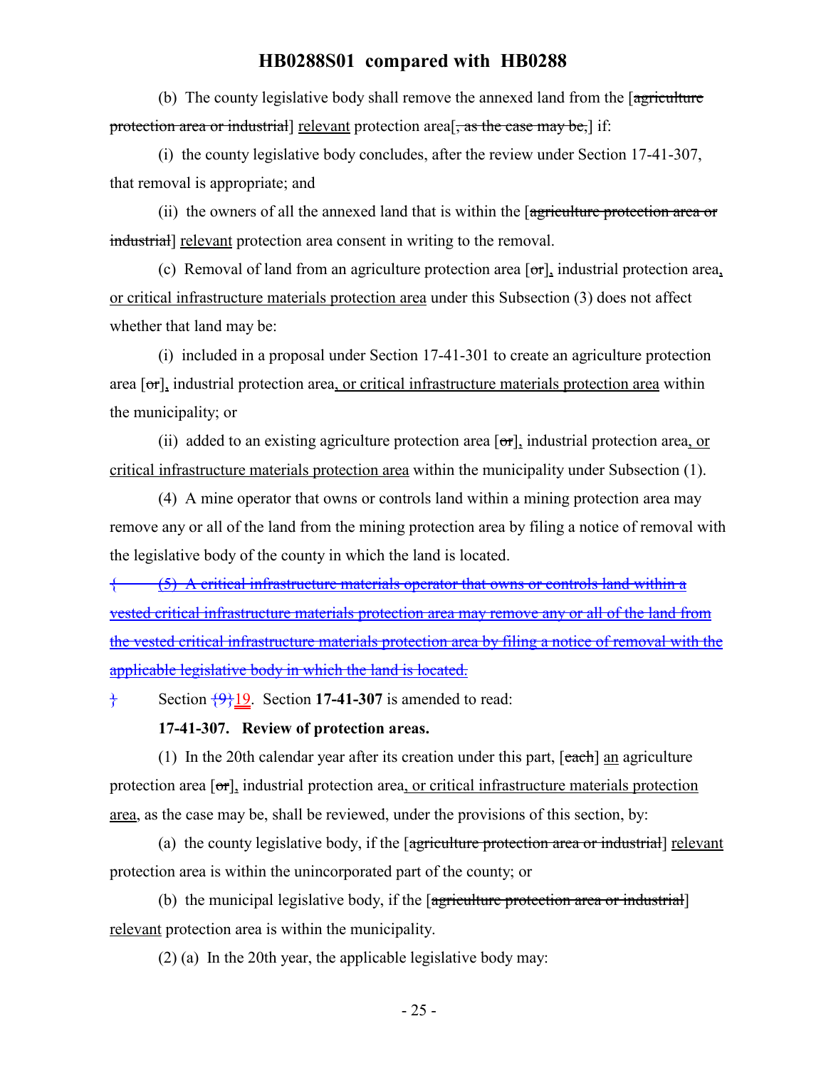(b) The county legislative body shall remove the annexed land from the [~~agriculture protection area or industrial~~] <u>relevant</u> protection area[~~, as the case may be,~~] if:

(i) the county legislative body concludes, after the review under Section 17-41-307, that removal is appropriate; and

(ii) the owners of all the annexed land that is within the [~~agriculture protection area or industrial~~] <u>relevant</u> protection area consent in writing to the removal.

(c) Removal of land from an agriculture protection area [~~or~~]<u>,</u> industrial protection area<u>, or critical infrastructure materials protection area</u> under this Subsection (3) does not affect whether that land may be:

(i) included in a proposal under Section 17-41-301 to create an agriculture protection area [~~or~~]<u>,</u> industrial protection area<u>, or critical infrastructure materials protection area</u> within the municipality; or

(ii) added to an existing agriculture protection area [~~or~~]<u>,</u> industrial protection area<u>, or critical infrastructure materials protection area</u> within the municipality under Subsection (1).

(4) A mine operator that owns or controls land within a mining protection area may remove any or all of the land from the mining protection area by filing a notice of removal with the legislative body of the county in which the land is located.

{ ~~(5) A critical infrastructure materials operator that owns or controls land within a vested critical infrastructure materials protection area may remove any or all of the land from the vested critical infrastructure materials protection area by filing a notice of removal with the applicable legislative body in which the land is located.~~

} Section ~~{9}~~<u>19</u>. Section **17-41-307** is amended to read:

**17-41-307. Review of protection areas.**

(1) In the 20th calendar year after its creation under this part, [~~each~~] <u>an</u> agriculture protection area [~~or~~]<u>,</u> industrial protection area<u>, or critical infrastructure materials protection area</u>, as the case may be, shall be reviewed, under the provisions of this section, by:

(a) the county legislative body, if the [~~agriculture protection area or industrial~~] <u>relevant</u> protection area is within the unincorporated part of the county; or

(b) the municipal legislative body, if the [~~agriculture protection area or industrial~~] <u>relevant</u> protection area is within the municipality.

(2) (a) In the 20th year, the applicable legislative body may: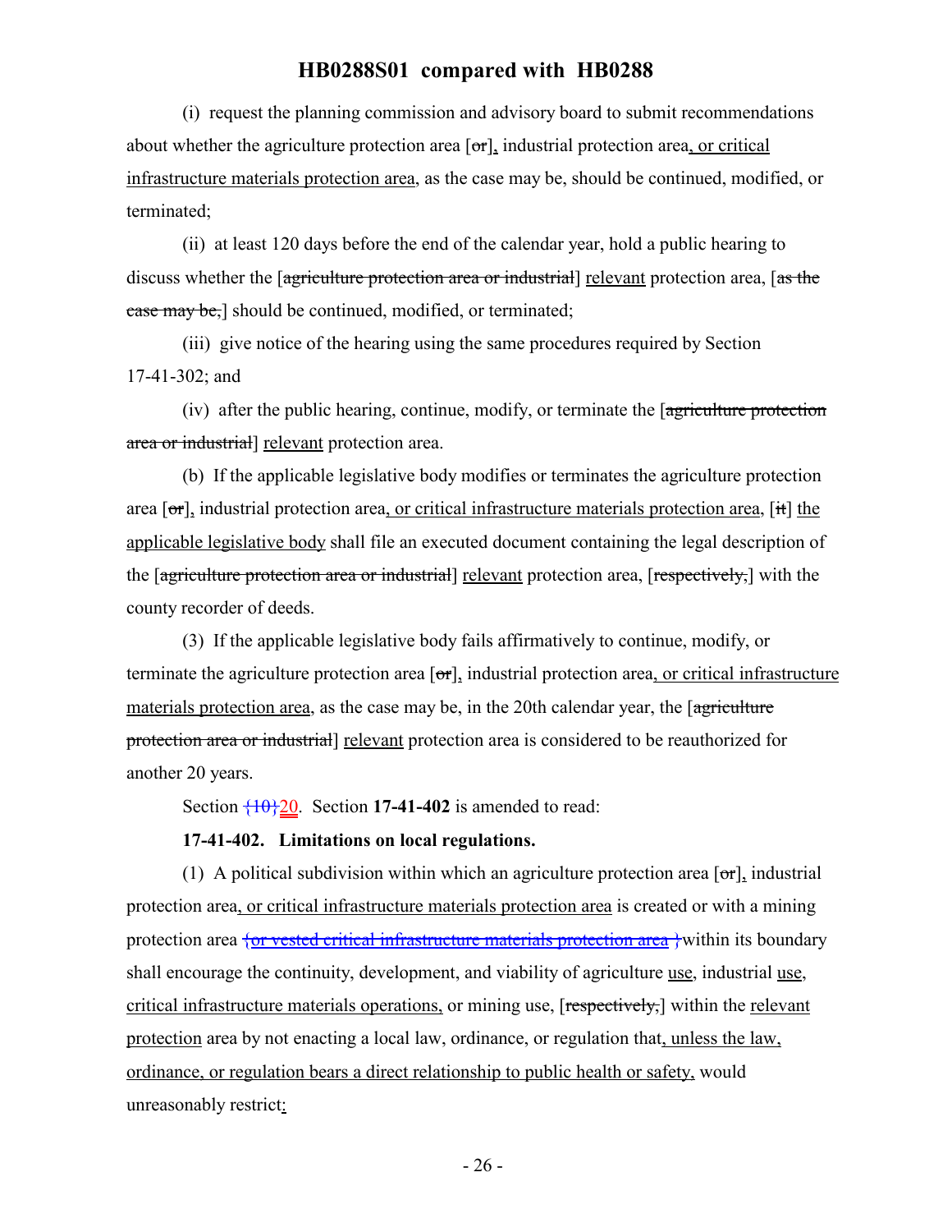(i) request the planning commission and advisory board to submit recommendations about whether the agriculture protection area [~~or~~], industrial protection area, or critical infrastructure materials protection area, as the case may be, should be continued, modified, or terminated;

(ii) at least 120 days before the end of the calendar year, hold a public hearing to discuss whether the [~~agriculture protection area or industrial~~] relevant protection area, [~~as the case may be,~~] should be continued, modified, or terminated;

(iii) give notice of the hearing using the same procedures required by Section 17-41-302; and

(iv) after the public hearing, continue, modify, or terminate the [~~agriculture protection area or industrial~~] relevant protection area.

(b) If the applicable legislative body modifies or terminates the agriculture protection area [~~or~~], industrial protection area, or critical infrastructure materials protection area, [~~it~~] the applicable legislative body shall file an executed document containing the legal description of the [~~agriculture protection area or industrial~~] relevant protection area, [~~respectively,~~] with the county recorder of deeds.

(3) If the applicable legislative body fails affirmatively to continue, modify, or terminate the agriculture protection area [~~or~~], industrial protection area, or critical infrastructure materials protection area, as the case may be, in the 20th calendar year, the [~~agriculture protection area or industrial~~] relevant protection area is considered to be reauthorized for another 20 years.

Section ~~{10}~~20. Section **17-41-402** is amended to read:

**17-41-402. Limitations on local regulations.**

(1) A political subdivision within which an agriculture protection area [~~or~~], industrial protection area, or critical infrastructure materials protection area is created or with a mining protection area ~~{or vested critical infrastructure materials protection area }~~within its boundary shall encourage the continuity, development, and viability of agriculture use, industrial use, critical infrastructure materials operations, or mining use, [~~respectively,~~] within the relevant protection area by not enacting a local law, ordinance, or regulation that, unless the law, ordinance, or regulation bears a direct relationship to public health or safety, would unreasonably restrict: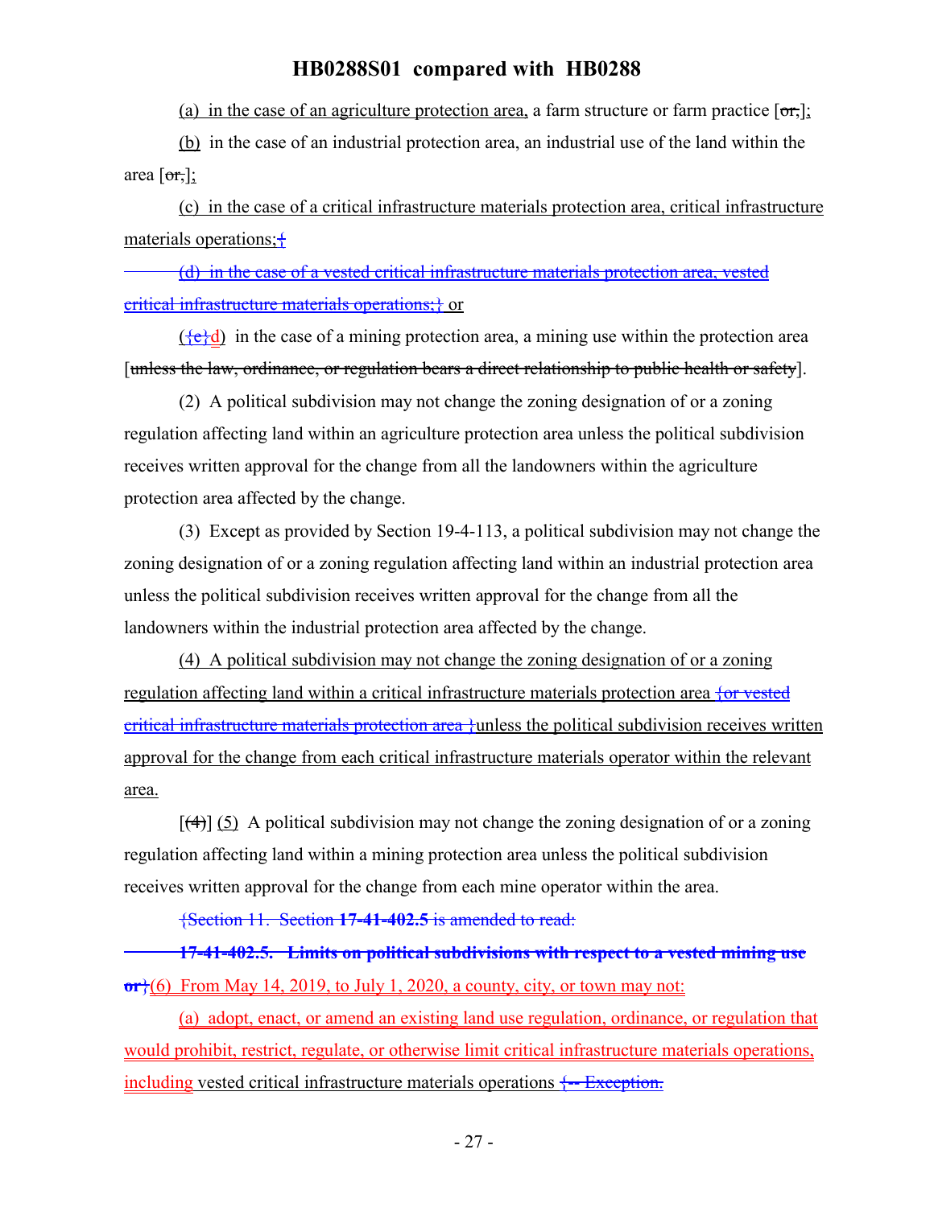(a) in the case of an agriculture protection area, a farm structure or farm practice [or,];

(b) in the case of an industrial protection area, an industrial use of the land within the area [or,];

(c) in the case of a critical infrastructure materials protection area, critical infrastructure materials operations;{

(d) in the case of a vested critical infrastructure materials protection area, vested critical infrastructure materials operations;} or

({e}d) in the case of a mining protection area, a mining use within the protection area [unless the law, ordinance, or regulation bears a direct relationship to public health or safety].

(2) A political subdivision may not change the zoning designation of or a zoning regulation affecting land within an agriculture protection area unless the political subdivision receives written approval for the change from all the landowners within the agriculture protection area affected by the change.

(3) Except as provided by Section 19-4-113, a political subdivision may not change the zoning designation of or a zoning regulation affecting land within an industrial protection area unless the political subdivision receives written approval for the change from all the landowners within the industrial protection area affected by the change.

(4) A political subdivision may not change the zoning designation of or a zoning regulation affecting land within a critical infrastructure materials protection area {or vested critical infrastructure materials protection area }unless the political subdivision receives written approval for the change from each critical infrastructure materials operator within the relevant area.

[(4)] (5) A political subdivision may not change the zoning designation of or a zoning regulation affecting land within a mining protection area unless the political subdivision receives written approval for the change from each mine operator within the area.

{Section 11. Section **17-41-402.5** is amended to read:

**17-41-402.5. Limits on political subdivisions with respect to a vested mining use or**}(6) From May 14, 2019, to July 1, 2020, a county, city, or town may not:

(a) adopt, enact, or amend an existing land use regulation, ordinance, or regulation that would prohibit, restrict, regulate, or otherwise limit critical infrastructure materials operations, including vested critical infrastructure materials operations {-- Exception.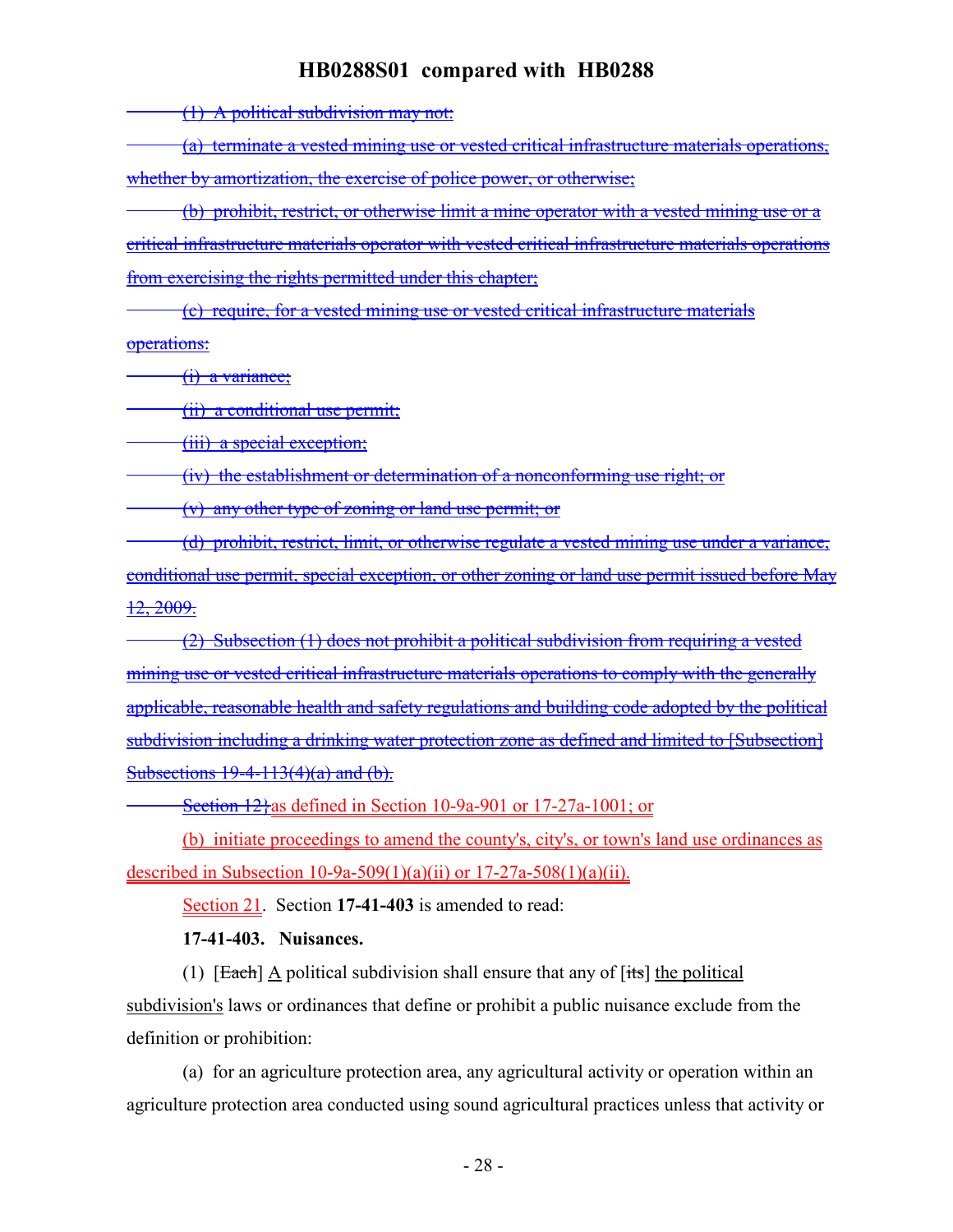~~(1) A political subdivision may not:~~

~~(a) terminate a vested mining use or vested critical infrastructure materials operations, whether by amortization, the exercise of police power, or otherwise;~~

~~(b) prohibit, restrict, or otherwise limit a mine operator with a vested mining use or a critical infrastructure materials operator with vested critical infrastructure materials operations from exercising the rights permitted under this chapter;~~

~~(c) require, for a vested mining use or vested critical infrastructure materials operations:~~

~~(i) a variance;~~

~~(ii) a conditional use permit;~~

~~(iii) a special exception;~~

~~(iv) the establishment or determination of a nonconforming use right; or~~

~~(v) any other type of zoning or land use permit; or~~

~~(d) prohibit, restrict, limit, or otherwise regulate a vested mining use under a variance, conditional use permit, special exception, or other zoning or land use permit issued before May 12, 2009.~~

~~(2) Subsection (1) does not prohibit a political subdivision from requiring a vested mining use or vested critical infrastructure materials operations to comply with the generally applicable, reasonable health and safety regulations and building code adopted by the political subdivision including a drinking water protection zone as defined and limited to [Subsection] Subsections 19-4-113(4)(a) and (b).~~

~~Section 12}~~as defined in Section 10-9a-901 or 17-27a-1001; or

(b) initiate proceedings to amend the county's, city's, or town's land use ordinances as described in Subsection 10-9a-509(1)(a)(ii) or 17-27a-508(1)(a)(ii).

Section 21. Section **17-41-403** is amended to read:

**17-41-403. Nuisances.**

(1) [~~Each~~] A political subdivision shall ensure that any of [~~its~~] the political subdivision's laws or ordinances that define or prohibit a public nuisance exclude from the definition or prohibition:

(a) for an agriculture protection area, any agricultural activity or operation within an agriculture protection area conducted using sound agricultural practices unless that activity or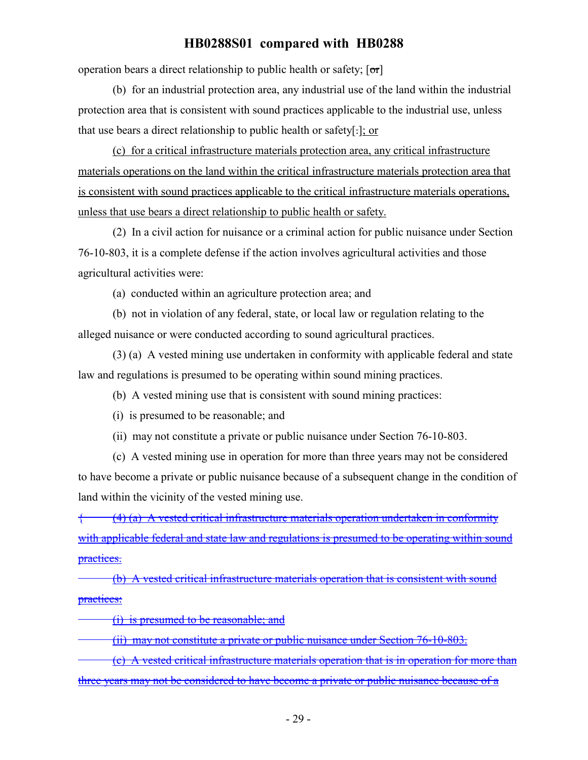operation bears a direct relationship to public health or safety; [~~or~~]

(b) for an industrial protection area, any industrial use of the land within the industrial protection area that is consistent with sound practices applicable to the industrial use, unless that use bears a direct relationship to public health or safety[~~.~~]; or

(c) for a critical infrastructure materials protection area, any critical infrastructure materials operations on the land within the critical infrastructure materials protection area that is consistent with sound practices applicable to the critical infrastructure materials operations, unless that use bears a direct relationship to public health or safety.

(2) In a civil action for nuisance or a criminal action for public nuisance under Section 76-10-803, it is a complete defense if the action involves agricultural activities and those agricultural activities were:

(a) conducted within an agriculture protection area; and

(b) not in violation of any federal, state, or local law or regulation relating to the alleged nuisance or were conducted according to sound agricultural practices.

(3) (a) A vested mining use undertaken in conformity with applicable federal and state law and regulations is presumed to be operating within sound mining practices.

(b) A vested mining use that is consistent with sound mining practices:

(i) is presumed to be reasonable; and

(ii) may not constitute a private or public nuisance under Section 76-10-803.

(c) A vested mining use in operation for more than three years may not be considered to have become a private or public nuisance because of a subsequent change in the condition of land within the vicinity of the vested mining use.

{ ~~(4) (a) A vested critical infrastructure materials operation undertaken in conformity with applicable federal and state law and regulations is presumed to be operating within sound practices.~~

~~(b) A vested critical infrastructure materials operation that is consistent with sound practices:~~

~~(i) is presumed to be reasonable; and~~

~~(ii) may not constitute a private or public nuisance under Section 76-10-803.~~

~~(c) A vested critical infrastructure materials operation that is in operation for more than three years may not be considered to have become a private or public nuisance because of a~~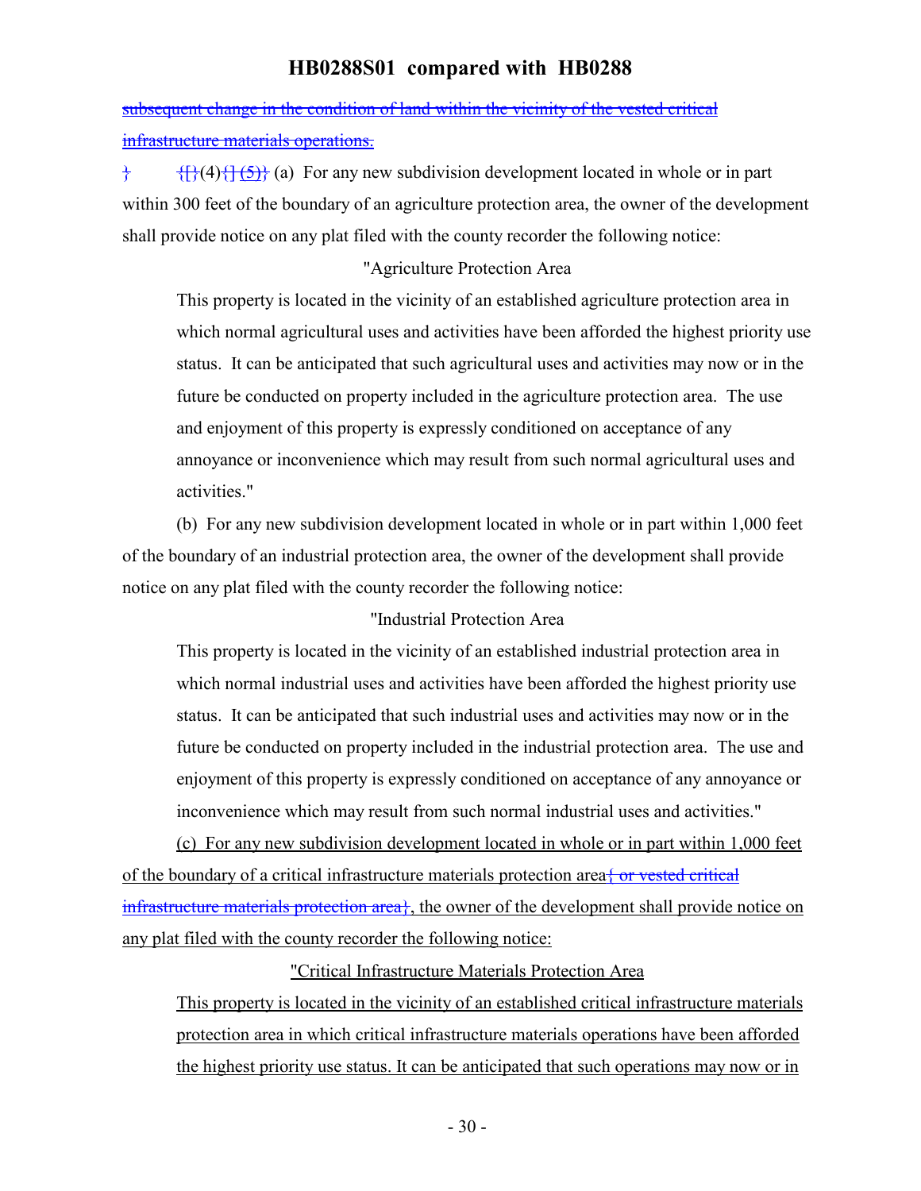~~subsequent change in the condition of land within the vicinity of the vested critical infrastructure materials operations.~~

} {[}(4){] (5)} (a) For any new subdivision development located in whole or in part within 300 feet of the boundary of an agriculture protection area, the owner of the development shall provide notice on any plat filed with the county recorder the following notice:

"Agriculture Protection Area

> This property is located in the vicinity of an established agriculture protection area in which normal agricultural uses and activities have been afforded the highest priority use status. It can be anticipated that such agricultural uses and activities may now or in the future be conducted on property included in the agriculture protection area. The use and enjoyment of this property is expressly conditioned on acceptance of any annoyance or inconvenience which may result from such normal agricultural uses and activities."

(b) For any new subdivision development located in whole or in part within 1,000 feet of the boundary of an industrial protection area, the owner of the development shall provide notice on any plat filed with the county recorder the following notice:

"Industrial Protection Area

> This property is located in the vicinity of an established industrial protection area in which normal industrial uses and activities have been afforded the highest priority use status. It can be anticipated that such industrial uses and activities may now or in the future be conducted on property included in the industrial protection area. The use and enjoyment of this property is expressly conditioned on acceptance of any annoyance or inconvenience which may result from such normal industrial uses and activities."

(c) For any new subdivision development located in whole or in part within 1,000 feet of the boundary of a critical infrastructure materials protection area~~{ or vested critical infrastructure materials protection area}~~, the owner of the development shall provide notice on any plat filed with the county recorder the following notice:

"Critical Infrastructure Materials Protection Area

> This property is located in the vicinity of an established critical infrastructure materials protection area in which critical infrastructure materials operations have been afforded the highest priority use status. It can be anticipated that such operations may now or in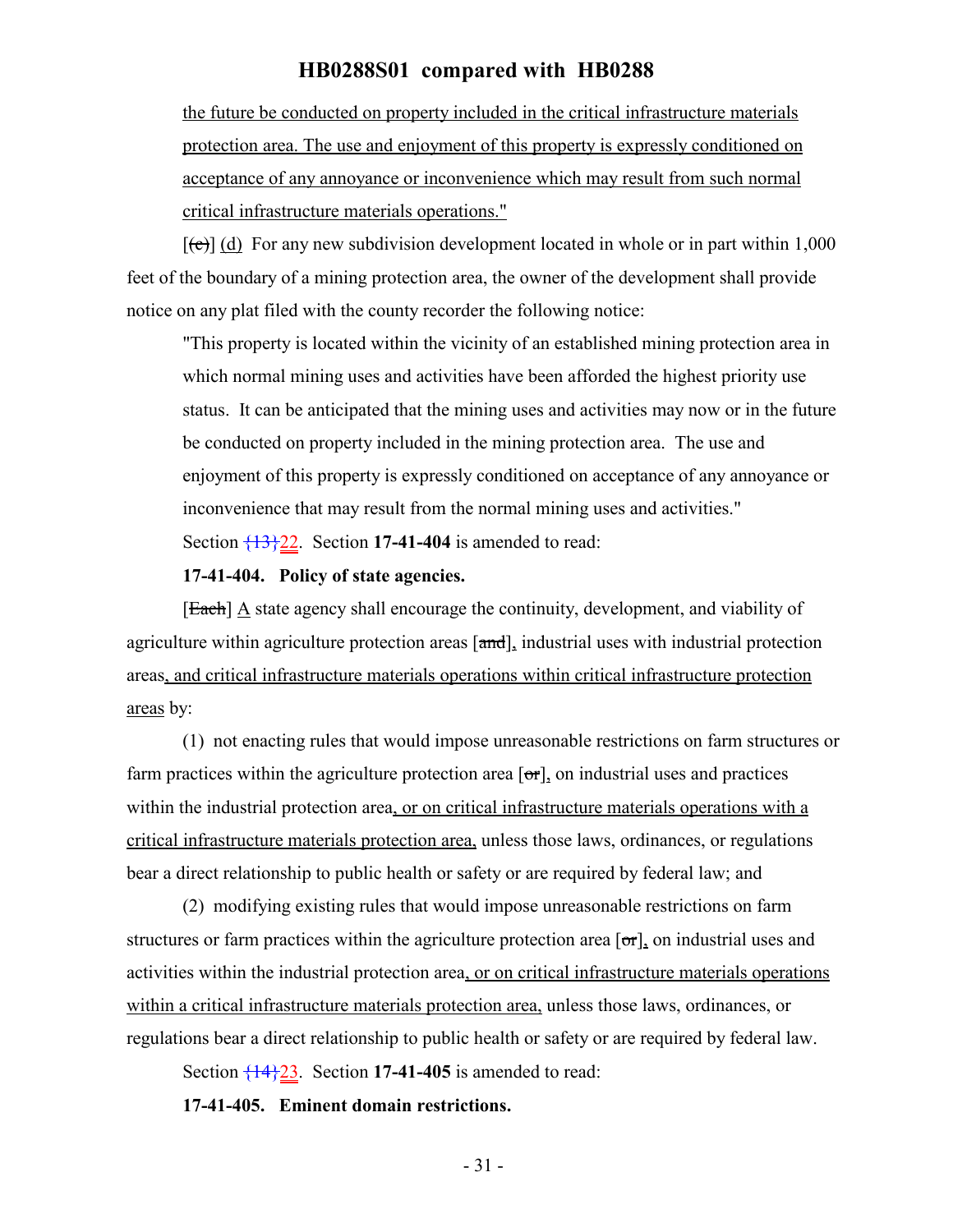the future be conducted on property included in the critical infrastructure materials protection area. The use and enjoyment of this property is expressly conditioned on acceptance of any annoyance or inconvenience which may result from such normal critical infrastructure materials operations."

[~~(c)~~] (d) For any new subdivision development located in whole or in part within 1,000 feet of the boundary of a mining protection area, the owner of the development shall provide notice on any plat filed with the county recorder the following notice:

"This property is located within the vicinity of an established mining protection area in which normal mining uses and activities have been afforded the highest priority use status. It can be anticipated that the mining uses and activities may now or in the future be conducted on property included in the mining protection area. The use and enjoyment of this property is expressly conditioned on acceptance of any annoyance or inconvenience that may result from the normal mining uses and activities."

Section {13}22. Section **17-41-404** is amended to read:

**17-41-404. Policy of state agencies.**

[~~Each~~] A state agency shall encourage the continuity, development, and viability of agriculture within agriculture protection areas [~~and~~], industrial uses with industrial protection areas, and critical infrastructure materials operations within critical infrastructure protection areas by:

(1) not enacting rules that would impose unreasonable restrictions on farm structures or farm practices within the agriculture protection area [~~or~~], on industrial uses and practices within the industrial protection area, or on critical infrastructure materials operations with a critical infrastructure materials protection area, unless those laws, ordinances, or regulations bear a direct relationship to public health or safety or are required by federal law; and

(2) modifying existing rules that would impose unreasonable restrictions on farm structures or farm practices within the agriculture protection area [~~or~~], on industrial uses and activities within the industrial protection area, or on critical infrastructure materials operations within a critical infrastructure materials protection area, unless those laws, ordinances, or regulations bear a direct relationship to public health or safety or are required by federal law.

Section {14}23. Section **17-41-405** is amended to read:

**17-41-405. Eminent domain restrictions.**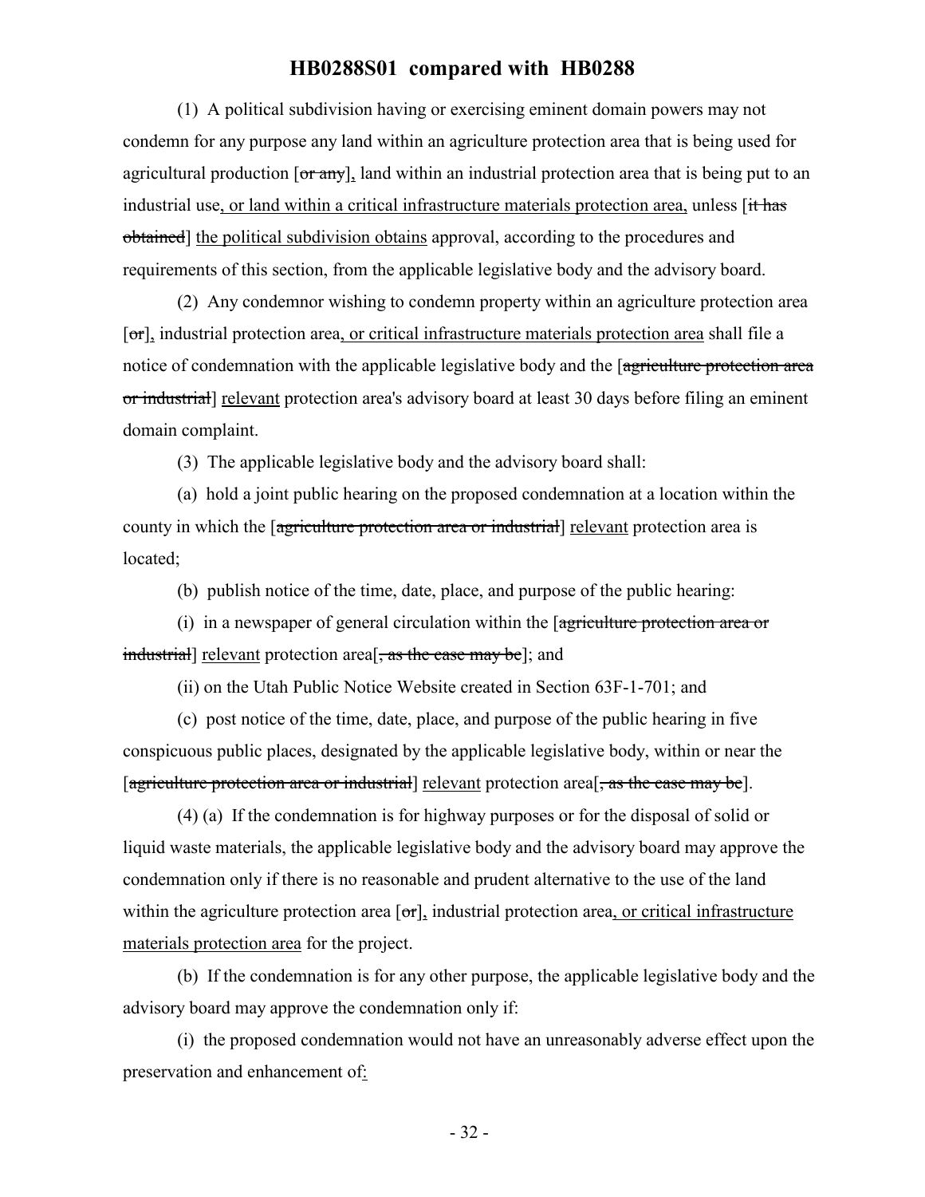(1) A political subdivision having or exercising eminent domain powers may not condemn for any purpose any land within an agriculture protection area that is being used for agricultural production [~~or any~~]<u>,</u> land within an industrial protection area that is being put to an industrial use<u>, or land within a critical infrastructure materials protection area,</u> unless [~~it has obtained~~] <u>the political subdivision obtains</u> approval, according to the procedures and requirements of this section, from the applicable legislative body and the advisory board.

(2) Any condemnor wishing to condemn property within an agriculture protection area [~~or~~]<u>,</u> industrial protection area<u>, or critical infrastructure materials protection area</u> shall file a notice of condemnation with the applicable legislative body and the [~~agriculture protection area or industrial~~] <u>relevant</u> protection area's advisory board at least 30 days before filing an eminent domain complaint.

(3) The applicable legislative body and the advisory board shall:

(a) hold a joint public hearing on the proposed condemnation at a location within the county in which the [~~agriculture protection area or industrial~~] <u>relevant</u> protection area is located;

(b) publish notice of the time, date, place, and purpose of the public hearing:

(i) in a newspaper of general circulation within the [~~agriculture protection area or industrial~~] <u>relevant</u> protection area[~~, as the case may be~~]; and

(ii) on the Utah Public Notice Website created in Section 63F-1-701; and

(c) post notice of the time, date, place, and purpose of the public hearing in five conspicuous public places, designated by the applicable legislative body, within or near the [~~agriculture protection area or industrial~~] <u>relevant</u> protection area[~~, as the case may be~~].

(4) (a) If the condemnation is for highway purposes or for the disposal of solid or liquid waste materials, the applicable legislative body and the advisory board may approve the condemnation only if there is no reasonable and prudent alternative to the use of the land within the agriculture protection area [~~or~~]<u>,</u> industrial protection area<u>, or critical infrastructure materials protection area</u> for the project.

(b) If the condemnation is for any other purpose, the applicable legislative body and the advisory board may approve the condemnation only if:

(i) the proposed condemnation would not have an unreasonably adverse effect upon the preservation and enhancement of<u>:</u>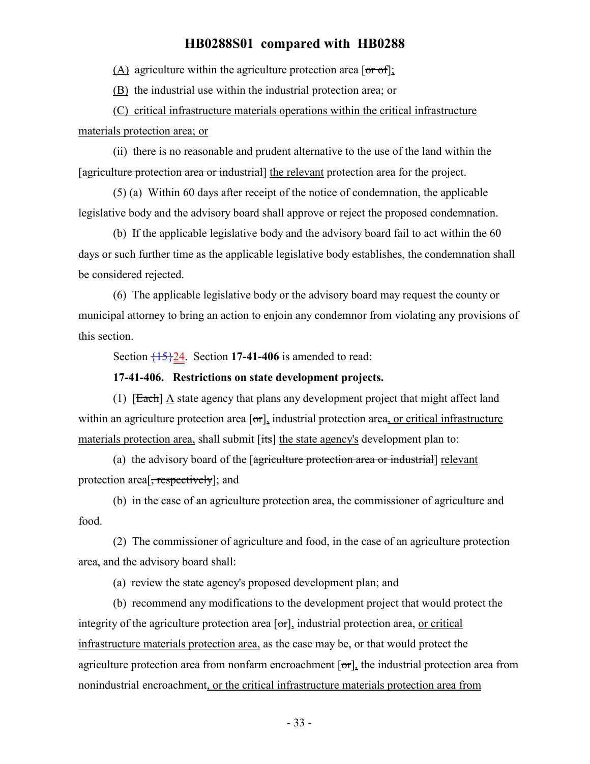(A) agriculture within the agriculture protection area [or of];

(B) the industrial use within the industrial protection area; or

(C) critical infrastructure materials operations within the critical infrastructure materials protection area; or

(ii) there is no reasonable and prudent alternative to the use of the land within the [agriculture protection area or industrial] the relevant protection area for the project.

(5) (a) Within 60 days after receipt of the notice of condemnation, the applicable legislative body and the advisory board shall approve or reject the proposed condemnation.

(b) If the applicable legislative body and the advisory board fail to act within the 60 days or such further time as the applicable legislative body establishes, the condemnation shall be considered rejected.

(6) The applicable legislative body or the advisory board may request the county or municipal attorney to bring an action to enjoin any condemnor from violating any provisions of this section.

Section {15}24. Section **17-41-406** is amended to read:

**17-41-406. Restrictions on state development projects.**

(1) [Each] A state agency that plans any development project that might affect land within an agriculture protection area [or], industrial protection area, or critical infrastructure materials protection area, shall submit [its] the state agency's development plan to:

(a) the advisory board of the [agriculture protection area or industrial] relevant protection area[, respectively]; and

(b) in the case of an agriculture protection area, the commissioner of agriculture and food.

(2) The commissioner of agriculture and food, in the case of an agriculture protection area, and the advisory board shall:

(a) review the state agency's proposed development plan; and

(b) recommend any modifications to the development project that would protect the integrity of the agriculture protection area [or], industrial protection area, or critical infrastructure materials protection area, as the case may be, or that would protect the agriculture protection area from nonfarm encroachment [or], the industrial protection area from nonindustrial encroachment, or the critical infrastructure materials protection area from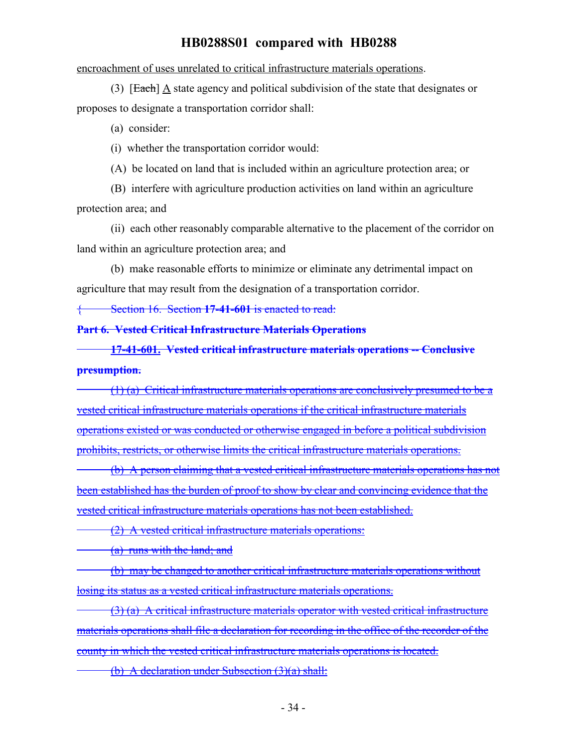encroachment of uses unrelated to critical infrastructure materials operations.

(3) [~~Each~~] A state agency and political subdivision of the state that designates or proposes to designate a transportation corridor shall:

(a) consider:

(i) whether the transportation corridor would:

(A) be located on land that is included within an agriculture protection area; or

(B) interfere with agriculture production activities on land within an agriculture protection area; and

(ii) each other reasonably comparable alternative to the placement of the corridor on land within an agriculture protection area; and

(b) make reasonable efforts to minimize or eliminate any detrimental impact on agriculture that may result from the designation of a transportation corridor.

{ ~~Section 16. Section **17-41-601** is enacted to read:~~

~~**Part 6. Vested Critical Infrastructure Materials Operations**~~

~~**17-41-601. Vested critical infrastructure materials operations -- Conclusive presumption.**~~

~~(1) (a) Critical infrastructure materials operations are conclusively presumed to be a vested critical infrastructure materials operations if the critical infrastructure materials operations existed or was conducted or otherwise engaged in before a political subdivision prohibits, restricts, or otherwise limits the critical infrastructure materials operations.~~

~~(b) A person claiming that a vested critical infrastructure materials operations has not been established has the burden of proof to show by clear and convincing evidence that the vested critical infrastructure materials operations has not been established.~~

~~(2) A vested critical infrastructure materials operations:~~

~~(a) runs with the land; and~~

~~(b) may be changed to another critical infrastructure materials operations without losing its status as a vested critical infrastructure materials operations.~~

~~(3) (a) A critical infrastructure materials operator with vested critical infrastructure materials operations shall file a declaration for recording in the office of the recorder of the county in which the vested critical infrastructure materials operations is located.~~

~~(b) A declaration under Subsection (3)(a) shall:~~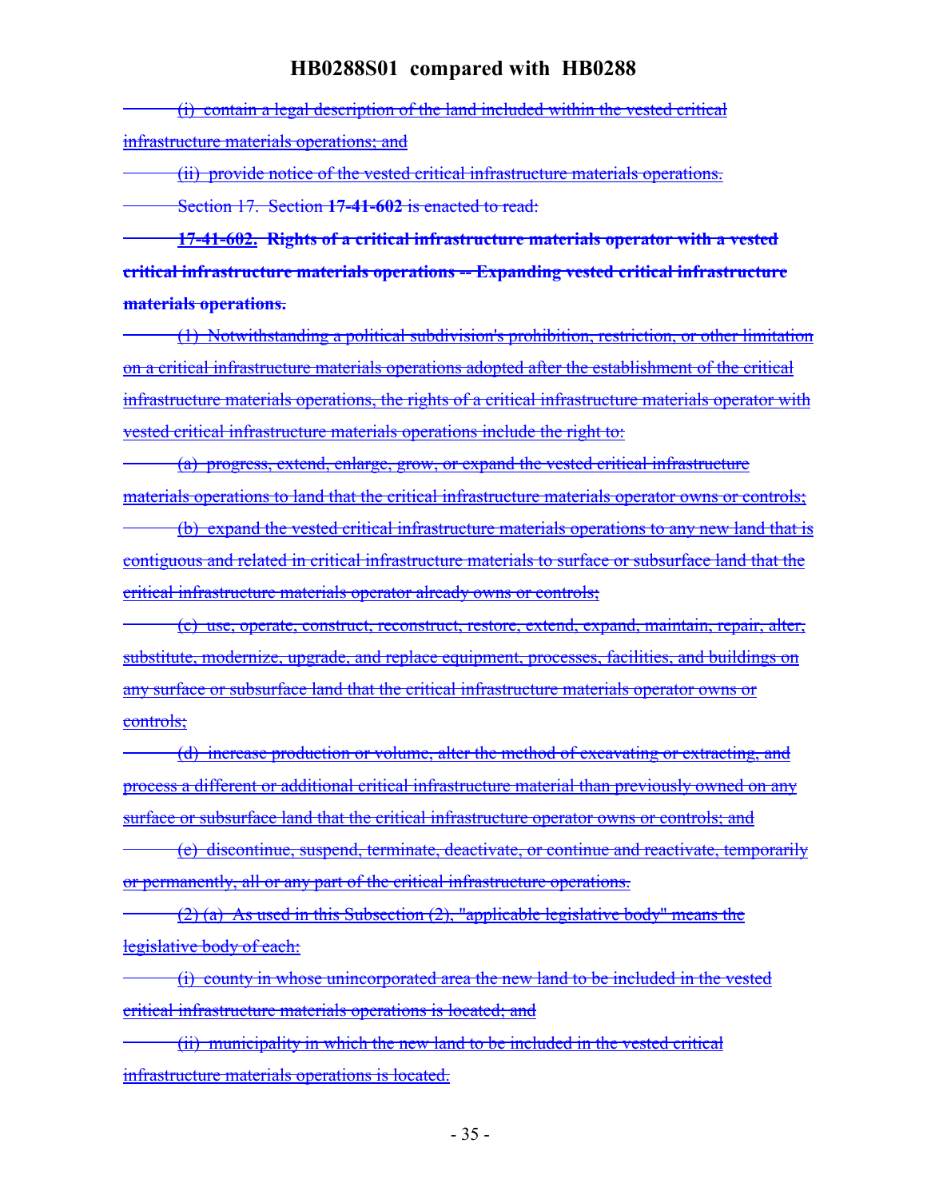~~(i) contain a legal description of the land included within the vested critical infrastructure materials operations; and~~

~~(ii) provide notice of the vested critical infrastructure materials operations.~~

~~Section 17. Section **17-41-602** is enacted to read:~~

~~**17-41-602. Rights of a critical infrastructure materials operator with a vested critical infrastructure materials operations -- Expanding vested critical infrastructure materials operations.**~~

~~(1) Notwithstanding a political subdivision's prohibition, restriction, or other limitation on a critical infrastructure materials operations adopted after the establishment of the critical infrastructure materials operations, the rights of a critical infrastructure materials operator with vested critical infrastructure materials operations include the right to:~~

~~(a) progress, extend, enlarge, grow, or expand the vested critical infrastructure materials operations to land that the critical infrastructure materials operator owns or controls;~~

~~(b) expand the vested critical infrastructure materials operations to any new land that is contiguous and related in critical infrastructure materials to surface or subsurface land that the critical infrastructure materials operator already owns or controls;~~

~~(c) use, operate, construct, reconstruct, restore, extend, expand, maintain, repair, alter, substitute, modernize, upgrade, and replace equipment, processes, facilities, and buildings on any surface or subsurface land that the critical infrastructure materials operator owns or controls;~~

~~(d) increase production or volume, alter the method of excavating or extracting, and process a different or additional critical infrastructure material than previously owned on any surface or subsurface land that the critical infrastructure operator owns or controls; and~~

~~(e) discontinue, suspend, terminate, deactivate, or continue and reactivate, temporarily or permanently, all or any part of the critical infrastructure operations.~~

~~(2) (a) As used in this Subsection (2), "applicable legislative body" means the legislative body of each:~~

~~(i) county in whose unincorporated area the new land to be included in the vested critical infrastructure materials operations is located; and~~

~~(ii) municipality in which the new land to be included in the vested critical infrastructure materials operations is located.~~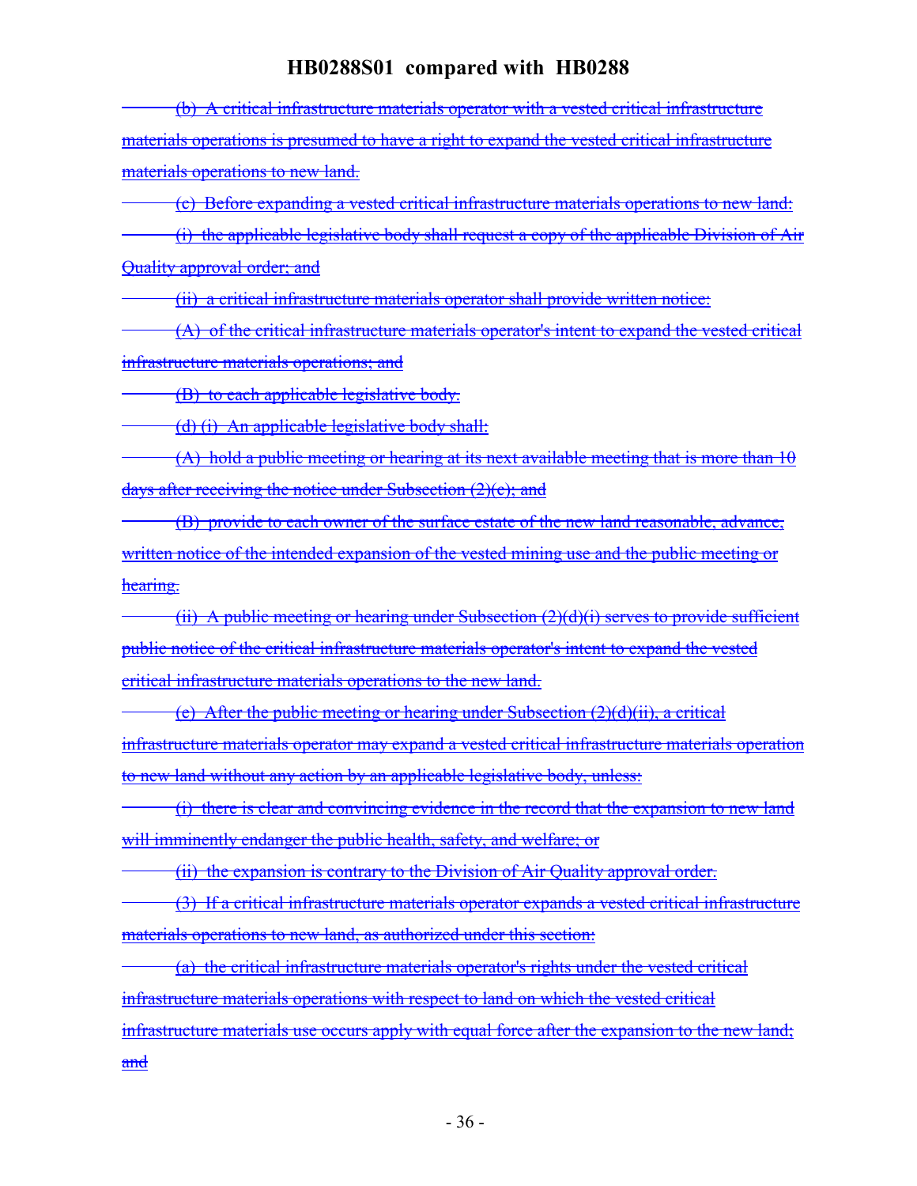(b) A critical infrastructure materials operator with a vested critical infrastructure materials operations is presumed to have a right to expand the vested critical infrastructure materials operations to new land.

(c) Before expanding a vested critical infrastructure materials operations to new land:

(i) the applicable legislative body shall request a copy of the applicable Division of Air Quality approval order; and

(ii) a critical infrastructure materials operator shall provide written notice:

(A) of the critical infrastructure materials operator's intent to expand the vested critical infrastructure materials operations; and

(B) to each applicable legislative body.

(d) (i) An applicable legislative body shall:

(A) hold a public meeting or hearing at its next available meeting that is more than 10 days after receiving the notice under Subsection (2)(c); and

(B) provide to each owner of the surface estate of the new land reasonable, advance, written notice of the intended expansion of the vested mining use and the public meeting or hearing.

(ii) A public meeting or hearing under Subsection (2)(d)(i) serves to provide sufficient public notice of the critical infrastructure materials operator's intent to expand the vested critical infrastructure materials operations to the new land.

(e) After the public meeting or hearing under Subsection (2)(d)(ii), a critical infrastructure materials operator may expand a vested critical infrastructure materials operation to new land without any action by an applicable legislative body, unless:

(i) there is clear and convincing evidence in the record that the expansion to new land will imminently endanger the public health, safety, and welfare; or

(ii) the expansion is contrary to the Division of Air Quality approval order.

(3) If a critical infrastructure materials operator expands a vested critical infrastructure materials operations to new land, as authorized under this section:

(a) the critical infrastructure materials operator's rights under the vested critical infrastructure materials operations with respect to land on which the vested critical infrastructure materials use occurs apply with equal force after the expansion to the new land; and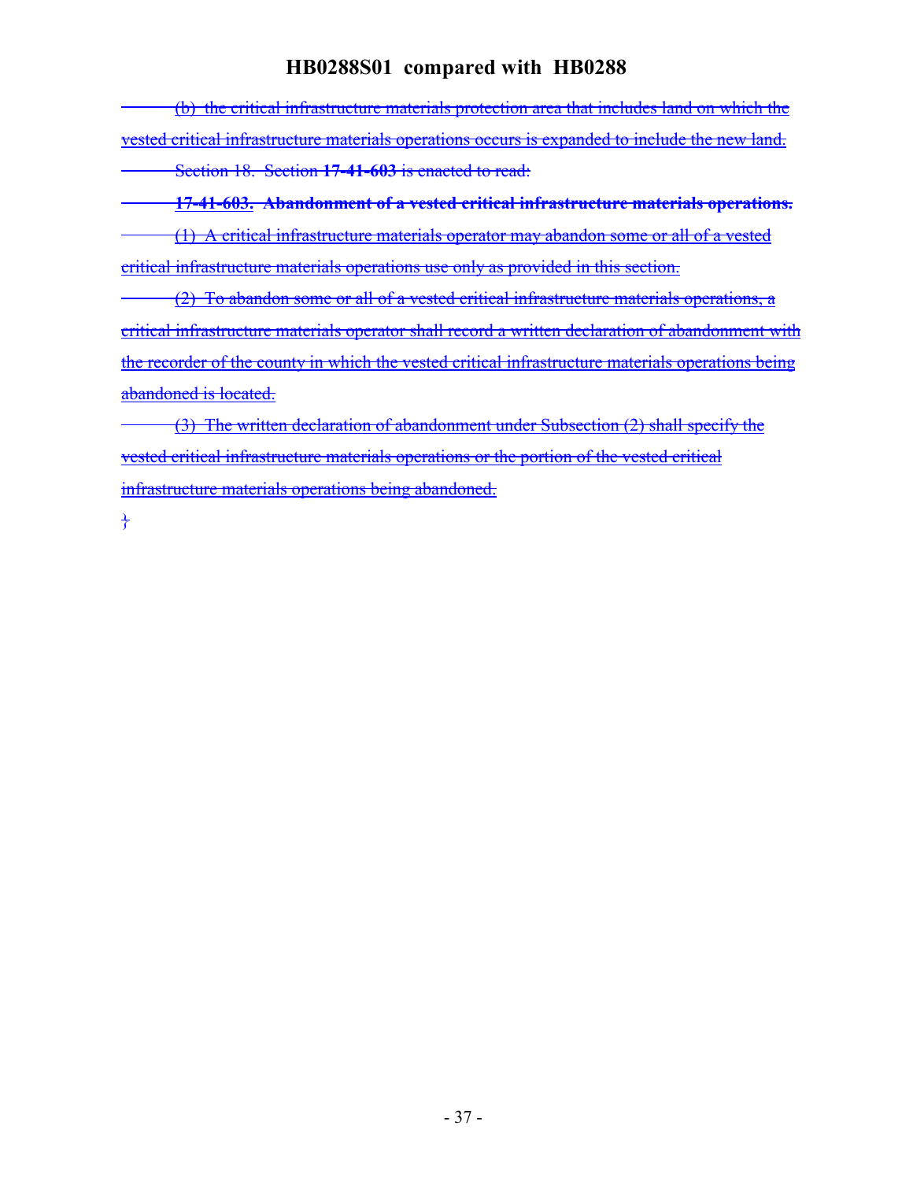~~(b) the critical infrastructure materials protection area that includes land on which the vested critical infrastructure materials operations occurs is expanded to include the new land.~~

~~Section 18. Section **17-41-603** is enacted to read:~~

~~**17-41-603. Abandonment of a vested critical infrastructure materials operations.**~~

~~(1) A critical infrastructure materials operator may abandon some or all of a vested critical infrastructure materials operations use only as provided in this section.~~

~~(2) To abandon some or all of a vested critical infrastructure materials operations, a critical infrastructure materials operator shall record a written declaration of abandonment with the recorder of the county in which the vested critical infrastructure materials operations being abandoned is located.~~

~~(3) The written declaration of abandonment under Subsection (2) shall specify the vested critical infrastructure materials operations or the portion of the vested critical infrastructure materials operations being abandoned.~~

~~}~~